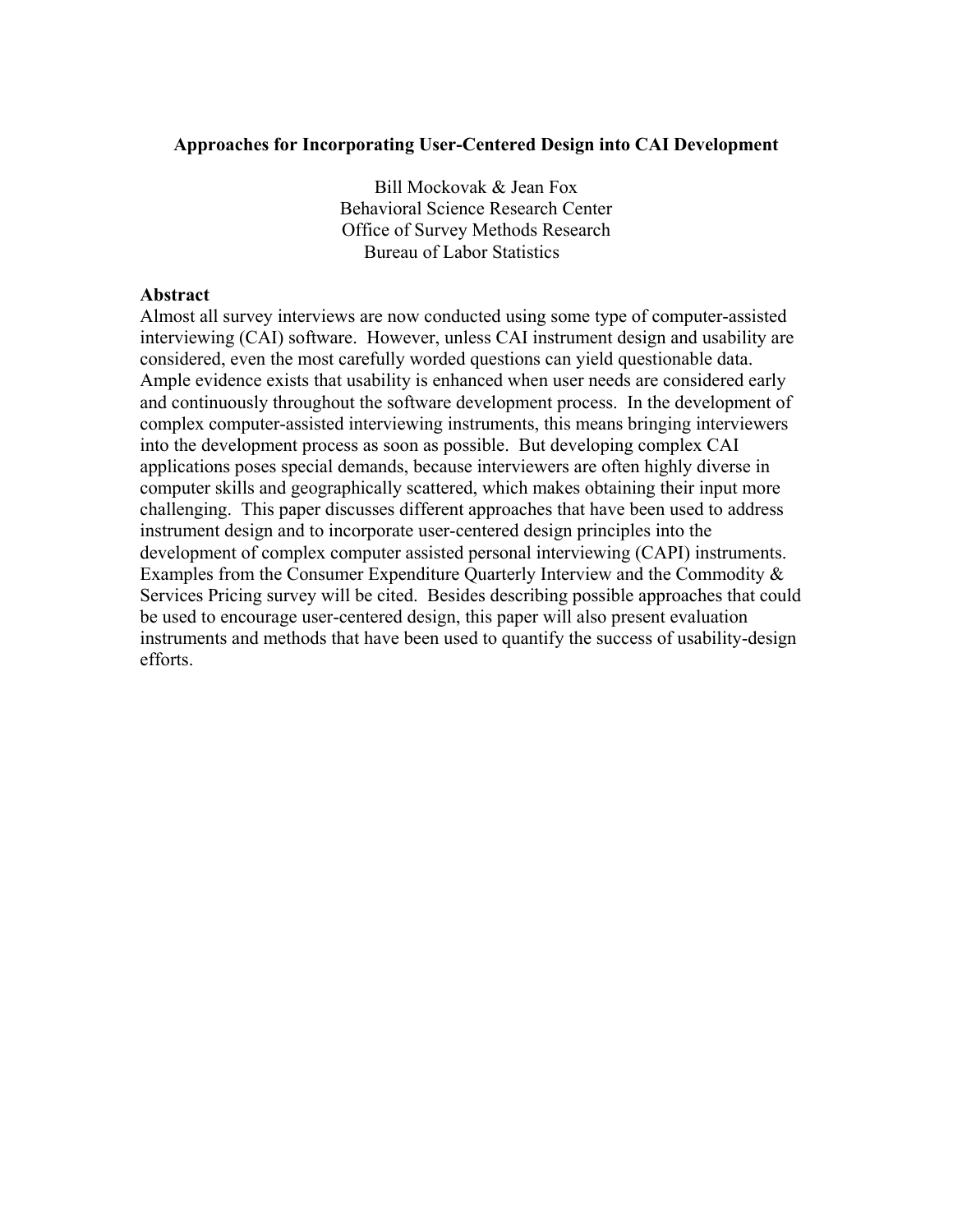# Approaches for Incorporating User-Centered Design into CAI Development

Bill Mockovak & Jean Fox
Behavioral Science Research Center
Office of Survey Methods Research
Bureau of Labor Statistics

## Abstract

Almost all survey interviews are now conducted using some type of computer-assisted interviewing (CAI) software. However, unless CAI instrument design and usability are considered, even the most carefully worded questions can yield questionable data. Ample evidence exists that usability is enhanced when user needs are considered early and continuously throughout the software development process. In the development of complex computer-assisted interviewing instruments, this means bringing interviewers into the development process as soon as possible. But developing complex CAI applications poses special demands, because interviewers are often highly diverse in computer skills and geographically scattered, which makes obtaining their input more challenging. This paper discusses different approaches that have been used to address instrument design and to incorporate user-centered design principles into the development of complex computer assisted personal interviewing (CAPI) instruments. Examples from the Consumer Expenditure Quarterly Interview and the Commodity & Services Pricing survey will be cited. Besides describing possible approaches that could be used to encourage user-centered design, this paper will also present evaluation instruments and methods that have been used to quantify the success of usability-design efforts.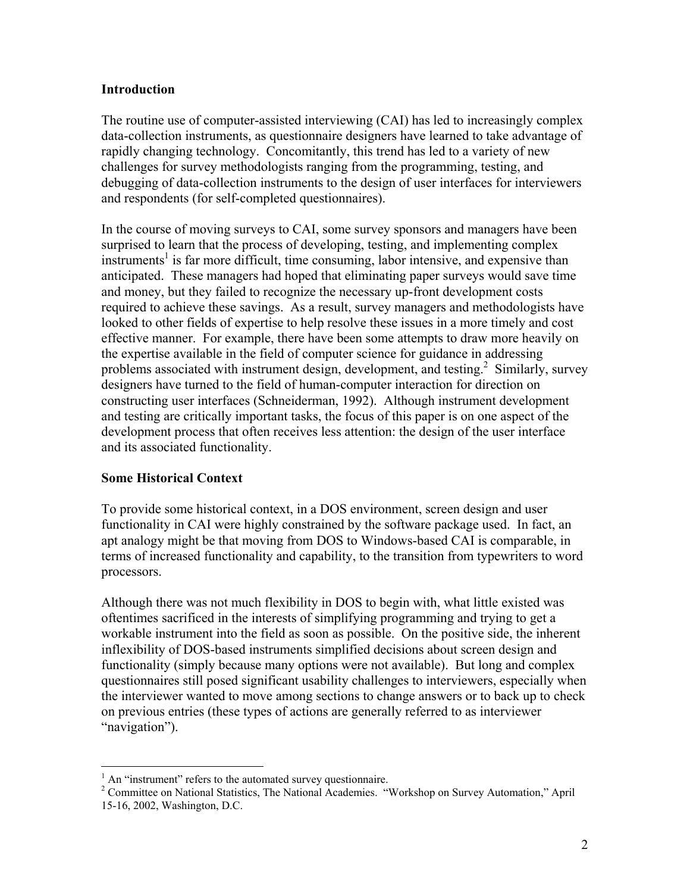## Introduction

The routine use of computer-assisted interviewing (CAI) has led to increasingly complex data-collection instruments, as questionnaire designers have learned to take advantage of rapidly changing technology. Concomitantly, this trend has led to a variety of new challenges for survey methodologists ranging from the programming, testing, and debugging of data-collection instruments to the design of user interfaces for interviewers and respondents (for self-completed questionnaires).

In the course of moving surveys to CAI, some survey sponsors and managers have been surprised to learn that the process of developing, testing, and implementing complex instruments[1] is far more difficult, time consuming, labor intensive, and expensive than anticipated. These managers had hoped that eliminating paper surveys would save time and money, but they failed to recognize the necessary up-front development costs required to achieve these savings. As a result, survey managers and methodologists have looked to other fields of expertise to help resolve these issues in a more timely and cost effective manner. For example, there have been some attempts to draw more heavily on the expertise available in the field of computer science for guidance in addressing problems associated with instrument design, development, and testing.[2] Similarly, survey designers have turned to the field of human-computer interaction for direction on constructing user interfaces (Schneiderman, 1992). Although instrument development and testing are critically important tasks, the focus of this paper is on one aspect of the development process that often receives less attention: the design of the user interface and its associated functionality.

## Some Historical Context

To provide some historical context, in a DOS environment, screen design and user functionality in CAI were highly constrained by the software package used. In fact, an apt analogy might be that moving from DOS to Windows-based CAI is comparable, in terms of increased functionality and capability, to the transition from typewriters to word processors.

Although there was not much flexibility in DOS to begin with, what little existed was oftentimes sacrificed in the interests of simplifying programming and trying to get a workable instrument into the field as soon as possible. On the positive side, the inherent inflexibility of DOS-based instruments simplified decisions about screen design and functionality (simply because many options were not available). But long and complex questionnaires still posed significant usability challenges to interviewers, especially when the interviewer wanted to move among sections to change answers or to back up to check on previous entries (these types of actions are generally referred to as interviewer "navigation").

---

[1] An "instrument" refers to the automated survey questionnaire.

[2] Committee on National Statistics, The National Academies. "Workshop on Survey Automation," April 15-16, 2002, Washington, D.C.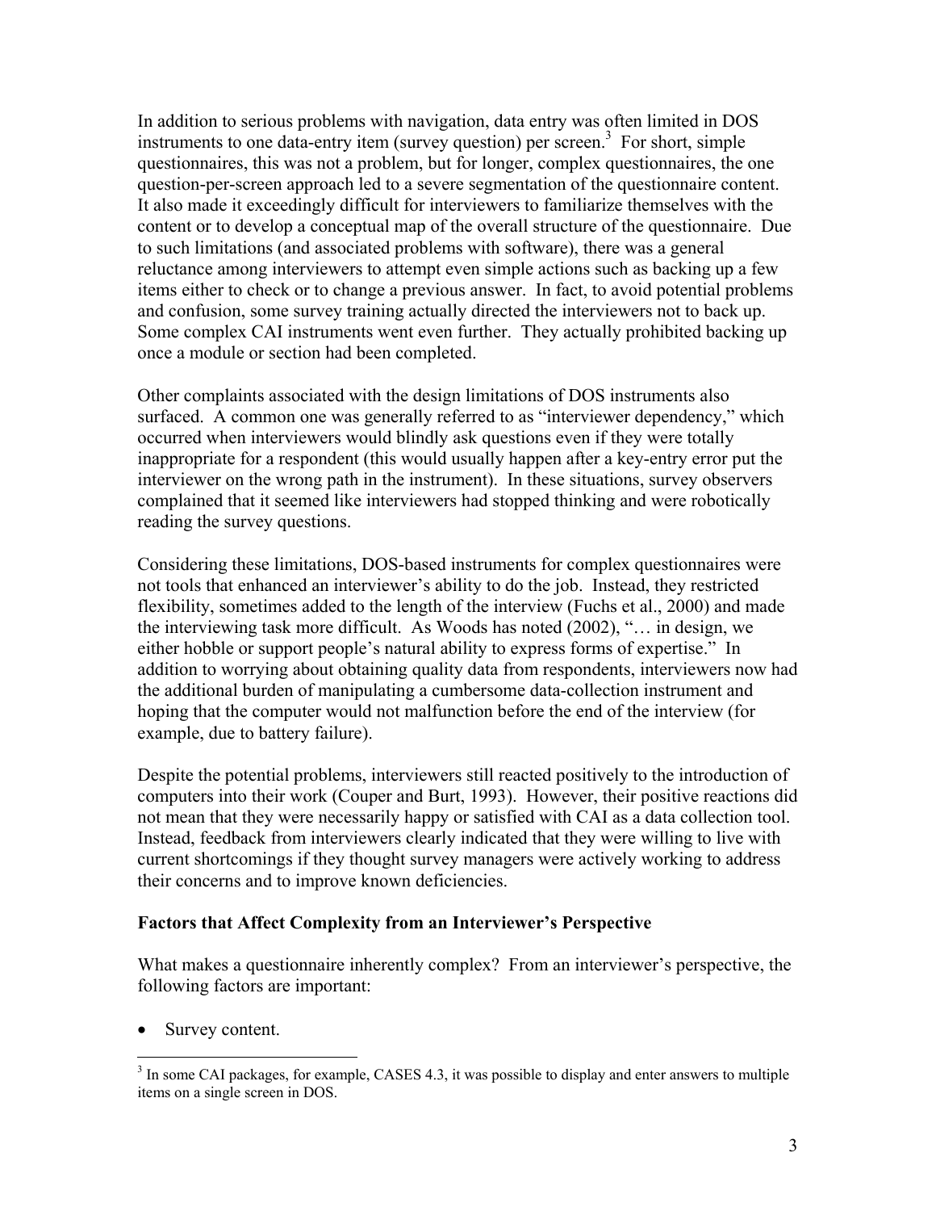In addition to serious problems with navigation, data entry was often limited in DOS instruments to one data-entry item (survey question) per screen.[3] For short, simple questionnaires, this was not a problem, but for longer, complex questionnaires, the one question-per-screen approach led to a severe segmentation of the questionnaire content. It also made it exceedingly difficult for interviewers to familiarize themselves with the content or to develop a conceptual map of the overall structure of the questionnaire. Due to such limitations (and associated problems with software), there was a general reluctance among interviewers to attempt even simple actions such as backing up a few items either to check or to change a previous answer. In fact, to avoid potential problems and confusion, some survey training actually directed the interviewers not to back up. Some complex CAI instruments went even further. They actually prohibited backing up once a module or section had been completed.

Other complaints associated with the design limitations of DOS instruments also surfaced. A common one was generally referred to as "interviewer dependency," which occurred when interviewers would blindly ask questions even if they were totally inappropriate for a respondent (this would usually happen after a key-entry error put the interviewer on the wrong path in the instrument). In these situations, survey observers complained that it seemed like interviewers had stopped thinking and were robotically reading the survey questions.

Considering these limitations, DOS-based instruments for complex questionnaires were not tools that enhanced an interviewer's ability to do the job. Instead, they restricted flexibility, sometimes added to the length of the interview (Fuchs et al., 2000) and made the interviewing task more difficult. As Woods has noted (2002), "… in design, we either hobble or support people's natural ability to express forms of expertise." In addition to worrying about obtaining quality data from respondents, interviewers now had the additional burden of manipulating a cumbersome data-collection instrument and hoping that the computer would not malfunction before the end of the interview (for example, due to battery failure).

Despite the potential problems, interviewers still reacted positively to the introduction of computers into their work (Couper and Burt, 1993). However, their positive reactions did not mean that they were necessarily happy or satisfied with CAI as a data collection tool. Instead, feedback from interviewers clearly indicated that they were willing to live with current shortcomings if they thought survey managers were actively working to address their concerns and to improve known deficiencies.

**Factors that Affect Complexity from an Interviewer's Perspective**

What makes a questionnaire inherently complex? From an interviewer's perspective, the following factors are important:

- Survey content.

---

[3] In some CAI packages, for example, CASES 4.3, it was possible to display and enter answers to multiple items on a single screen in DOS.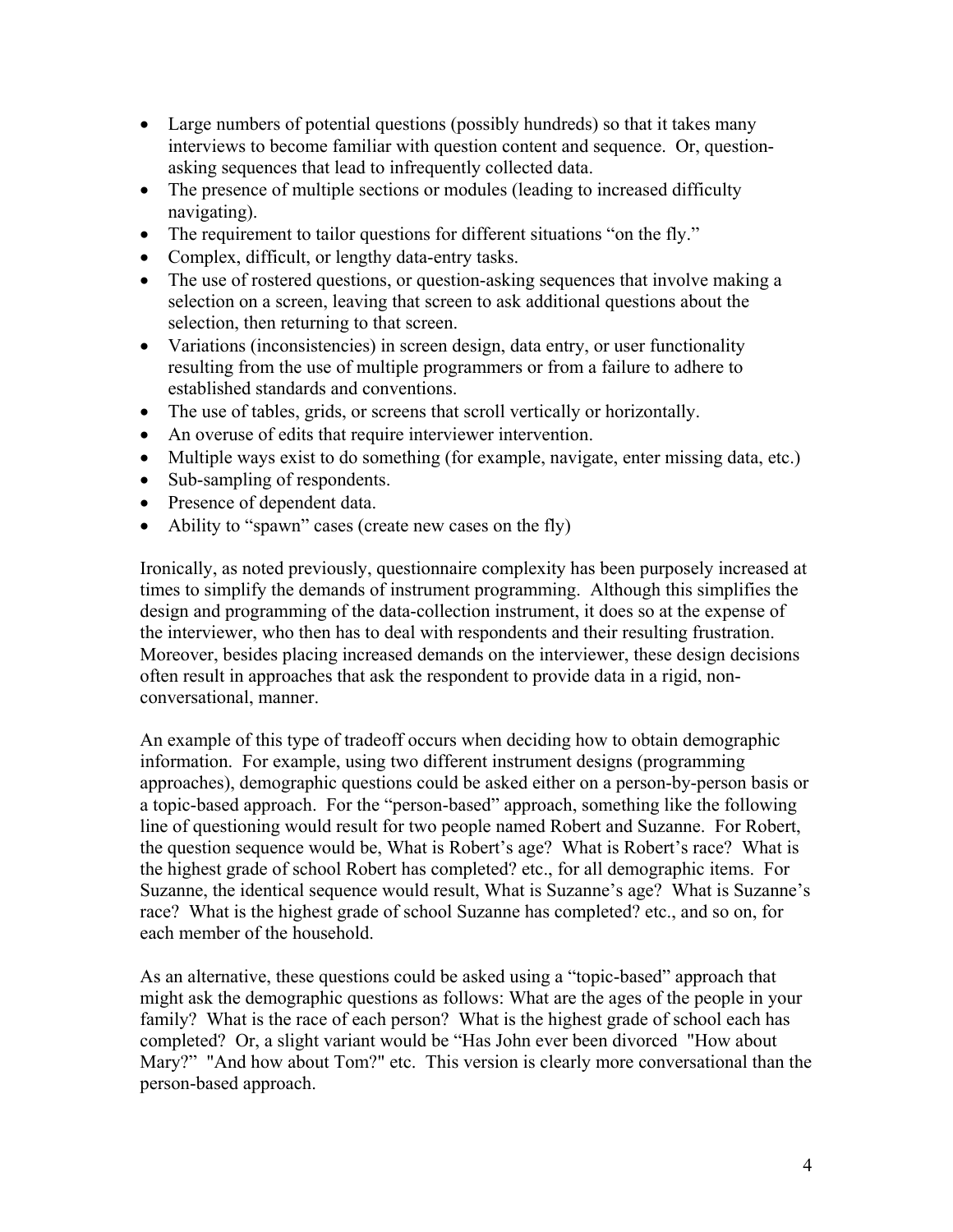- Large numbers of potential questions (possibly hundreds) so that it takes many interviews to become familiar with question content and sequence. Or, question-asking sequences that lead to infrequently collected data.
- The presence of multiple sections or modules (leading to increased difficulty navigating).
- The requirement to tailor questions for different situations "on the fly."
- Complex, difficult, or lengthy data-entry tasks.
- The use of rostered questions, or question-asking sequences that involve making a selection on a screen, leaving that screen to ask additional questions about the selection, then returning to that screen.
- Variations (inconsistencies) in screen design, data entry, or user functionality resulting from the use of multiple programmers or from a failure to adhere to established standards and conventions.
- The use of tables, grids, or screens that scroll vertically or horizontally.
- An overuse of edits that require interviewer intervention.
- Multiple ways exist to do something (for example, navigate, enter missing data, etc.)
- Sub-sampling of respondents.
- Presence of dependent data.
- Ability to "spawn" cases (create new cases on the fly)

Ironically, as noted previously, questionnaire complexity has been purposely increased at times to simplify the demands of instrument programming. Although this simplifies the design and programming of the data-collection instrument, it does so at the expense of the interviewer, who then has to deal with respondents and their resulting frustration. Moreover, besides placing increased demands on the interviewer, these design decisions often result in approaches that ask the respondent to provide data in a rigid, non-conversational, manner.

An example of this type of tradeoff occurs when deciding how to obtain demographic information. For example, using two different instrument designs (programming approaches), demographic questions could be asked either on a person-by-person basis or a topic-based approach. For the "person-based" approach, something like the following line of questioning would result for two people named Robert and Suzanne. For Robert, the question sequence would be, What is Robert's age? What is Robert's race? What is the highest grade of school Robert has completed? etc., for all demographic items. For Suzanne, the identical sequence would result, What is Suzanne's age? What is Suzanne's race? What is the highest grade of school Suzanne has completed? etc., and so on, for each member of the household.

As an alternative, these questions could be asked using a "topic-based" approach that might ask the demographic questions as follows: What are the ages of the people in your family? What is the race of each person? What is the highest grade of school each has completed? Or, a slight variant would be "Has John ever been divorced "How about Mary?" "And how about Tom?" etc. This version is clearly more conversational than the person-based approach.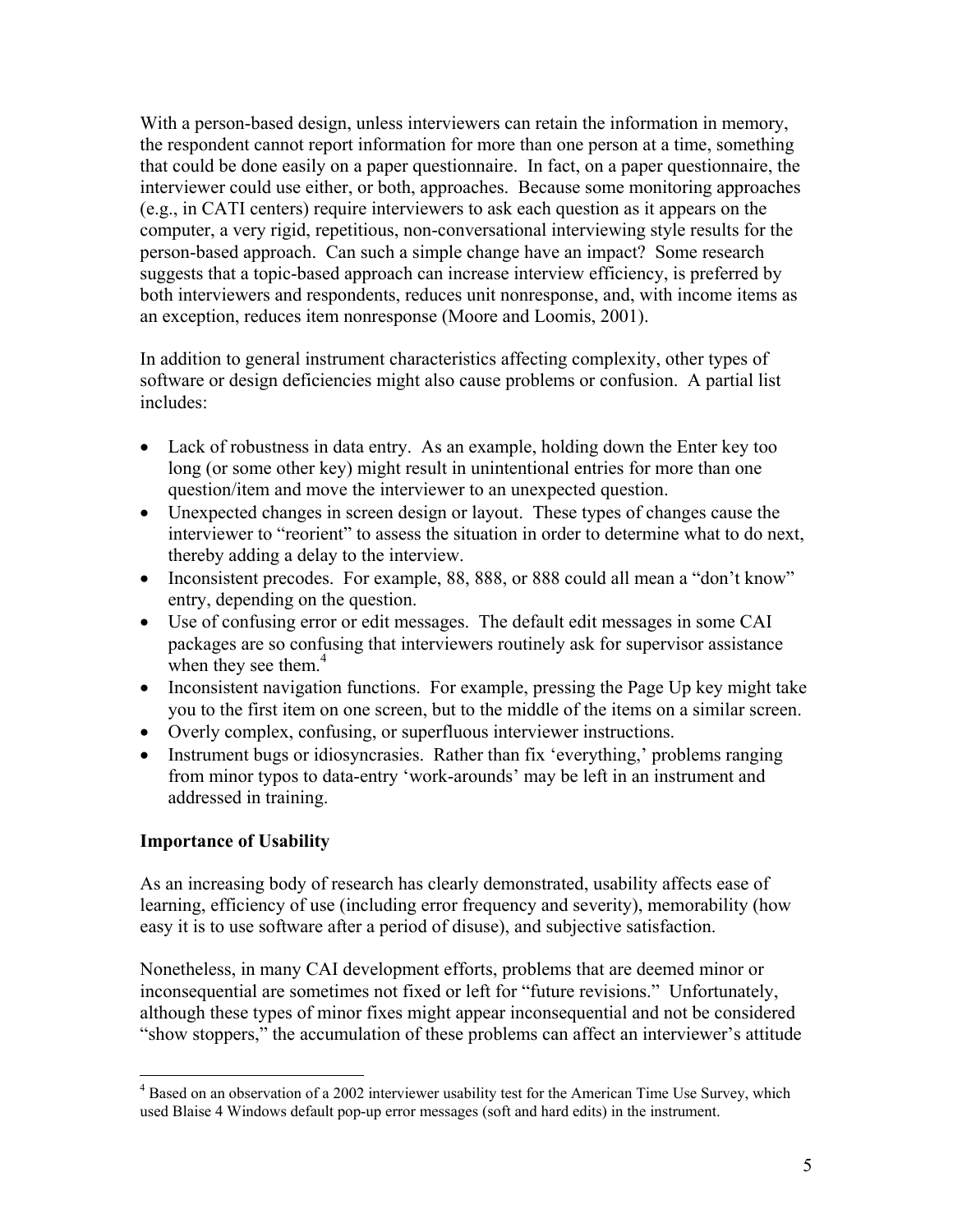With a person-based design, unless interviewers can retain the information in memory, the respondent cannot report information for more than one person at a time, something that could be done easily on a paper questionnaire. In fact, on a paper questionnaire, the interviewer could use either, or both, approaches. Because some monitoring approaches (e.g., in CATI centers) require interviewers to ask each question as it appears on the computer, a very rigid, repetitious, non-conversational interviewing style results for the person-based approach. Can such a simple change have an impact? Some research suggests that a topic-based approach can increase interview efficiency, is preferred by both interviewers and respondents, reduces unit nonresponse, and, with income items as an exception, reduces item nonresponse (Moore and Loomis, 2001).

In addition to general instrument characteristics affecting complexity, other types of software or design deficiencies might also cause problems or confusion. A partial list includes:

- Lack of robustness in data entry. As an example, holding down the Enter key too long (or some other key) might result in unintentional entries for more than one question/item and move the interviewer to an unexpected question.
- Unexpected changes in screen design or layout. These types of changes cause the interviewer to "reorient" to assess the situation in order to determine what to do next, thereby adding a delay to the interview.
- Inconsistent precodes. For example, 88, 888, or 888 could all mean a "don't know" entry, depending on the question.
- Use of confusing error or edit messages. The default edit messages in some CAI packages are so confusing that interviewers routinely ask for supervisor assistance when they see them.[4]
- Inconsistent navigation functions. For example, pressing the Page Up key might take you to the first item on one screen, but to the middle of the items on a similar screen.
- Overly complex, confusing, or superfluous interviewer instructions.
- Instrument bugs or idiosyncrasies. Rather than fix 'everything,' problems ranging from minor typos to data-entry 'work-arounds' may be left in an instrument and addressed in training.

**Importance of Usability**

As an increasing body of research has clearly demonstrated, usability affects ease of learning, efficiency of use (including error frequency and severity), memorability (how easy it is to use software after a period of disuse), and subjective satisfaction.

Nonetheless, in many CAI development efforts, problems that are deemed minor or inconsequential are sometimes not fixed or left for "future revisions." Unfortunately, although these types of minor fixes might appear inconsequential and not be considered "show stoppers," the accumulation of these problems can affect an interviewer's attitude

---

[4] Based on an observation of a 2002 interviewer usability test for the American Time Use Survey, which used Blaise 4 Windows default pop-up error messages (soft and hard edits) in the instrument.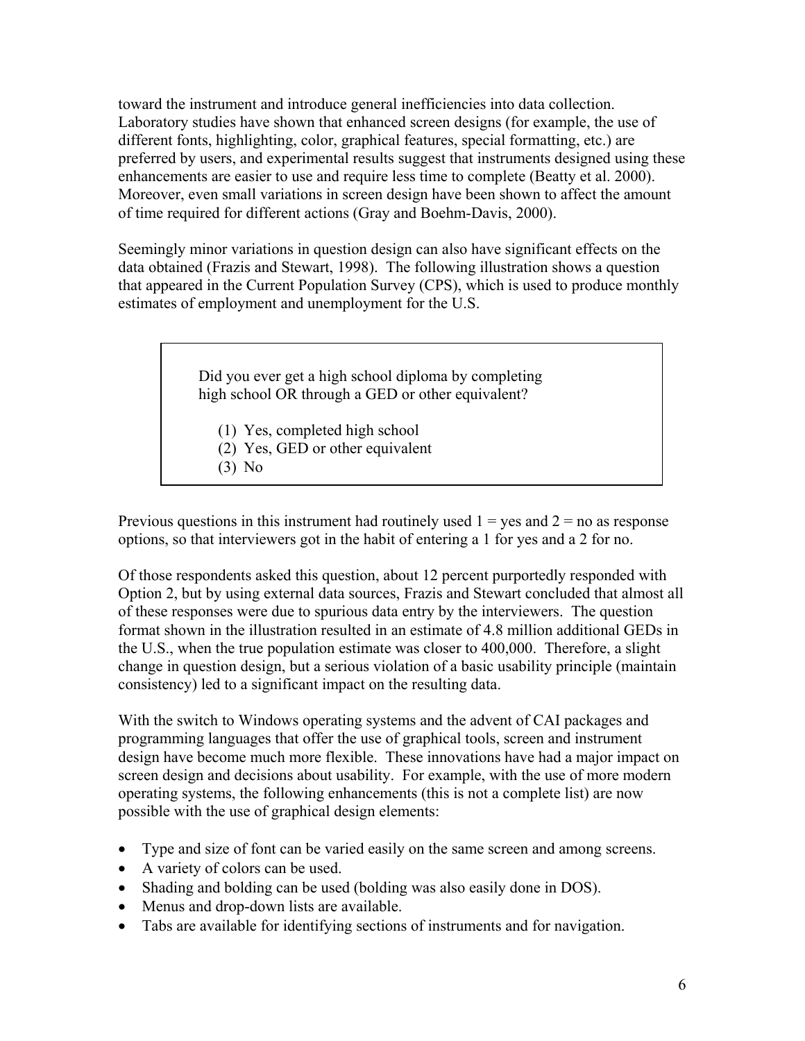toward the instrument and introduce general inefficiencies into data collection. Laboratory studies have shown that enhanced screen designs (for example, the use of different fonts, highlighting, color, graphical features, special formatting, etc.) are preferred by users, and experimental results suggest that instruments designed using these enhancements are easier to use and require less time to complete (Beatty et al. 2000). Moreover, even small variations in screen design have been shown to affect the amount of time required for different actions (Gray and Boehm-Davis, 2000).

Seemingly minor variations in question design can also have significant effects on the data obtained (Frazis and Stewart, 1998). The following illustration shows a question that appeared in the Current Population Survey (CPS), which is used to produce monthly estimates of employment and unemployment for the U.S.

> Did you ever get a high school diploma by completing high school OR through a GED or other equivalent?
>
> (1) Yes, completed high school
> (2) Yes, GED or other equivalent
> (3) No

Previous questions in this instrument had routinely used 1 = yes and 2 = no as response options, so that interviewers got in the habit of entering a 1 for yes and a 2 for no.

Of those respondents asked this question, about 12 percent purportedly responded with Option 2, but by using external data sources, Frazis and Stewart concluded that almost all of these responses were due to spurious data entry by the interviewers. The question format shown in the illustration resulted in an estimate of 4.8 million additional GEDs in the U.S., when the true population estimate was closer to 400,000. Therefore, a slight change in question design, but a serious violation of a basic usability principle (maintain consistency) led to a significant impact on the resulting data.

With the switch to Windows operating systems and the advent of CAI packages and programming languages that offer the use of graphical tools, screen and instrument design have become much more flexible. These innovations have had a major impact on screen design and decisions about usability. For example, with the use of more modern operating systems, the following enhancements (this is not a complete list) are now possible with the use of graphical design elements:

- Type and size of font can be varied easily on the same screen and among screens.
- A variety of colors can be used.
- Shading and bolding can be used (bolding was also easily done in DOS).
- Menus and drop-down lists are available.
- Tabs are available for identifying sections of instruments and for navigation.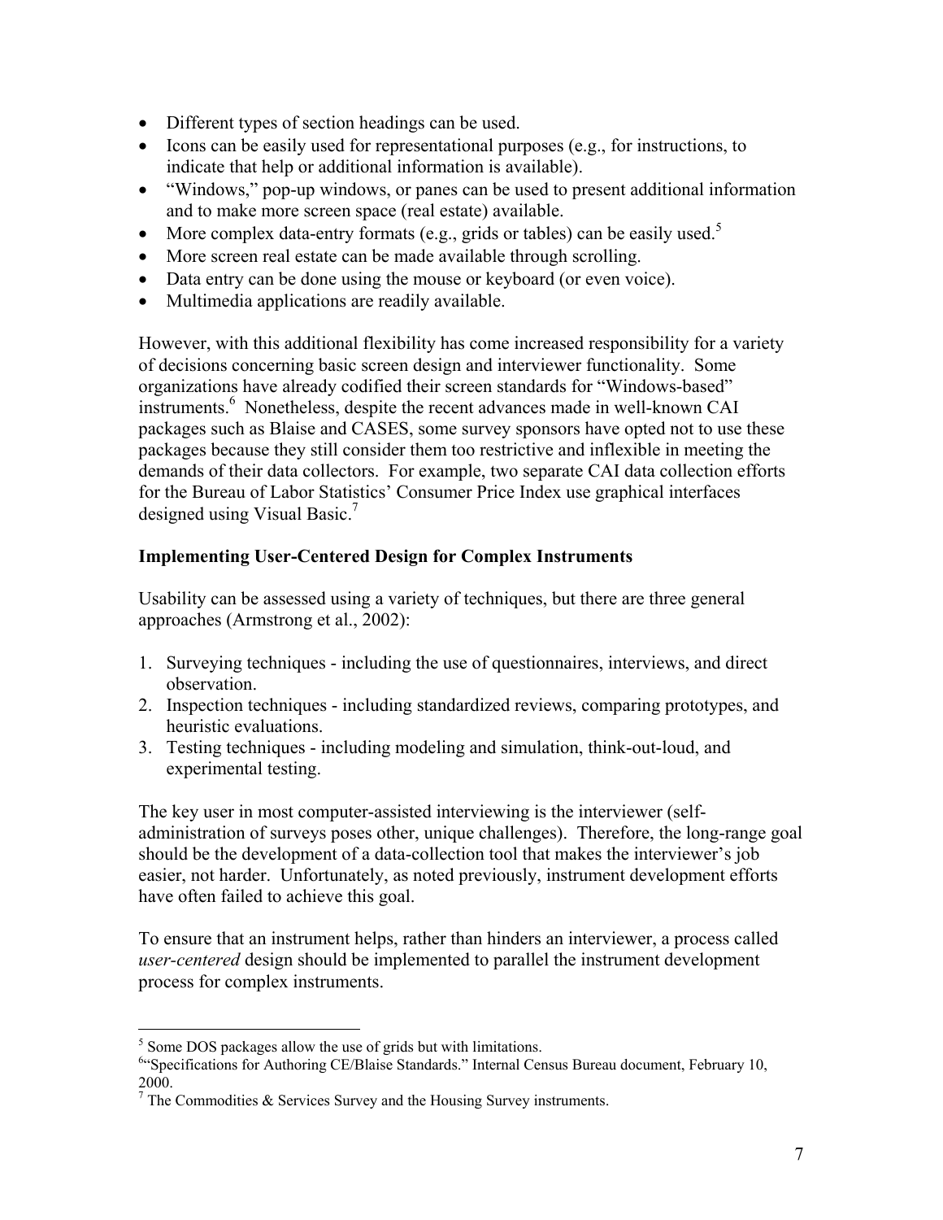- Different types of section headings can be used.
- Icons can be easily used for representational purposes (e.g., for instructions, to indicate that help or additional information is available).
- "Windows," pop-up windows, or panes can be used to present additional information and to make more screen space (real estate) available.
- More complex data-entry formats (e.g., grids or tables) can be easily used.[5]
- More screen real estate can be made available through scrolling.
- Data entry can be done using the mouse or keyboard (or even voice).
- Multimedia applications are readily available.

However, with this additional flexibility has come increased responsibility for a variety of decisions concerning basic screen design and interviewer functionality. Some organizations have already codified their screen standards for "Windows-based" instruments.[6] Nonetheless, despite the recent advances made in well-known CAI packages such as Blaise and CASES, some survey sponsors have opted not to use these packages because they still consider them too restrictive and inflexible in meeting the demands of their data collectors. For example, two separate CAI data collection efforts for the Bureau of Labor Statistics' Consumer Price Index use graphical interfaces designed using Visual Basic.[7]

**Implementing User-Centered Design for Complex Instruments**

Usability can be assessed using a variety of techniques, but there are three general approaches (Armstrong et al., 2002):

1. Surveying techniques - including the use of questionnaires, interviews, and direct observation.
2. Inspection techniques - including standardized reviews, comparing prototypes, and heuristic evaluations.
3. Testing techniques - including modeling and simulation, think-out-loud, and experimental testing.

The key user in most computer-assisted interviewing is the interviewer (self-administration of surveys poses other, unique challenges). Therefore, the long-range goal should be the development of a data-collection tool that makes the interviewer's job easier, not harder. Unfortunately, as noted previously, instrument development efforts have often failed to achieve this goal.

To ensure that an instrument helps, rather than hinders an interviewer, a process called *user-centered* design should be implemented to parallel the instrument development process for complex instruments.

---

[5] Some DOS packages allow the use of grids but with limitations.

[6] "Specifications for Authoring CE/Blaise Standards." Internal Census Bureau document, February 10, 2000.

[7] The Commodities & Services Survey and the Housing Survey instruments.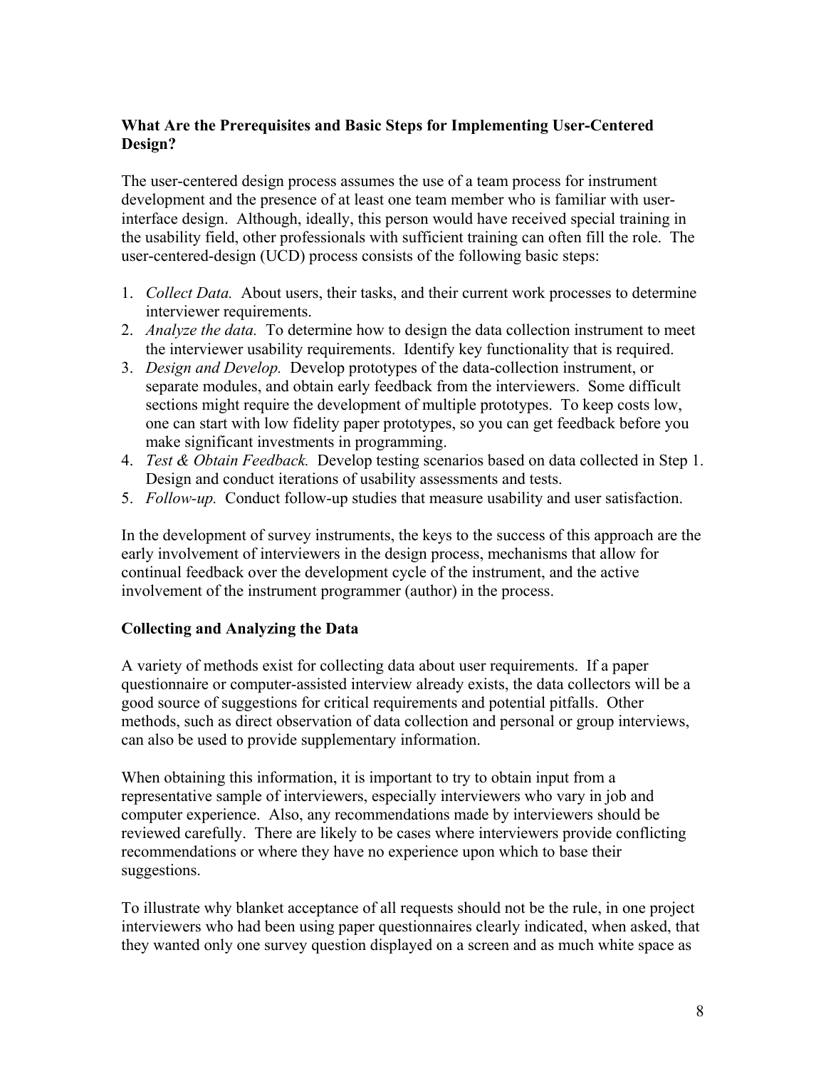**What Are the Prerequisites and Basic Steps for Implementing User-Centered Design?**

The user-centered design process assumes the use of a team process for instrument development and the presence of at least one team member who is familiar with user-interface design. Although, ideally, this person would have received special training in the usability field, other professionals with sufficient training can often fill the role. The user-centered-design (UCD) process consists of the following basic steps:

1. *Collect Data.* About users, their tasks, and their current work processes to determine interviewer requirements.
2. *Analyze the data.* To determine how to design the data collection instrument to meet the interviewer usability requirements. Identify key functionality that is required.
3. *Design and Develop.* Develop prototypes of the data-collection instrument, or separate modules, and obtain early feedback from the interviewers. Some difficult sections might require the development of multiple prototypes. To keep costs low, one can start with low fidelity paper prototypes, so you can get feedback before you make significant investments in programming.
4. *Test & Obtain Feedback.* Develop testing scenarios based on data collected in Step 1. Design and conduct iterations of usability assessments and tests.
5. *Follow-up.* Conduct follow-up studies that measure usability and user satisfaction.

In the development of survey instruments, the keys to the success of this approach are the early involvement of interviewers in the design process, mechanisms that allow for continual feedback over the development cycle of the instrument, and the active involvement of the instrument programmer (author) in the process.

**Collecting and Analyzing the Data**

A variety of methods exist for collecting data about user requirements. If a paper questionnaire or computer-assisted interview already exists, the data collectors will be a good source of suggestions for critical requirements and potential pitfalls. Other methods, such as direct observation of data collection and personal or group interviews, can also be used to provide supplementary information.

When obtaining this information, it is important to try to obtain input from a representative sample of interviewers, especially interviewers who vary in job and computer experience. Also, any recommendations made by interviewers should be reviewed carefully. There are likely to be cases where interviewers provide conflicting recommendations or where they have no experience upon which to base their suggestions.

To illustrate why blanket acceptance of all requests should not be the rule, in one project interviewers who had been using paper questionnaires clearly indicated, when asked, that they wanted only one survey question displayed on a screen and as much white space as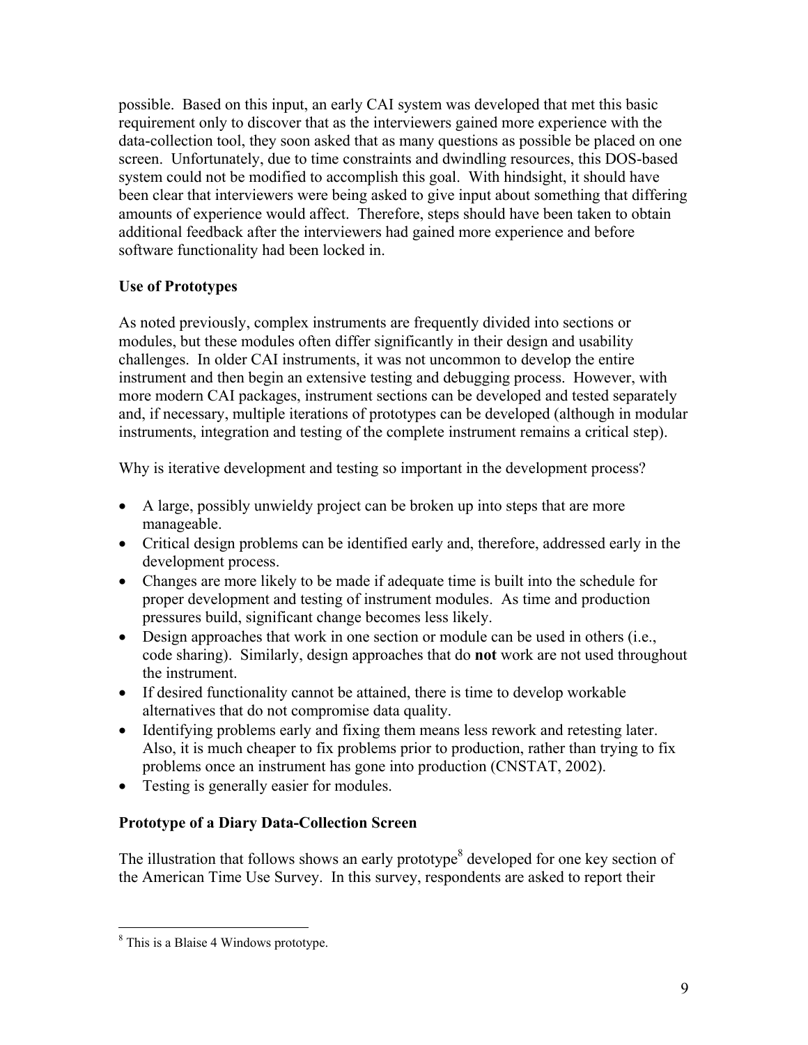possible. Based on this input, an early CAI system was developed that met this basic requirement only to discover that as the interviewers gained more experience with the data-collection tool, they soon asked that as many questions as possible be placed on one screen. Unfortunately, due to time constraints and dwindling resources, this DOS-based system could not be modified to accomplish this goal. With hindsight, it should have been clear that interviewers were being asked to give input about something that differing amounts of experience would affect. Therefore, steps should have been taken to obtain additional feedback after the interviewers had gained more experience and before software functionality had been locked in.

### Use of Prototypes

As noted previously, complex instruments are frequently divided into sections or modules, but these modules often differ significantly in their design and usability challenges. In older CAI instruments, it was not uncommon to develop the entire instrument and then begin an extensive testing and debugging process. However, with more modern CAI packages, instrument sections can be developed and tested separately and, if necessary, multiple iterations of prototypes can be developed (although in modular instruments, integration and testing of the complete instrument remains a critical step).

Why is iterative development and testing so important in the development process?

- A large, possibly unwieldy project can be broken up into steps that are more manageable.
- Critical design problems can be identified early and, therefore, addressed early in the development process.
- Changes are more likely to be made if adequate time is built into the schedule for proper development and testing of instrument modules. As time and production pressures build, significant change becomes less likely.
- Design approaches that work in one section or module can be used in others (i.e., code sharing). Similarly, design approaches that do **not** work are not used throughout the instrument.
- If desired functionality cannot be attained, there is time to develop workable alternatives that do not compromise data quality.
- Identifying problems early and fixing them means less rework and retesting later. Also, it is much cheaper to fix problems prior to production, rather than trying to fix problems once an instrument has gone into production (CNSTAT, 2002).
- Testing is generally easier for modules.

### Prototype of a Diary Data-Collection Screen

The illustration that follows shows an early prototype[8] developed for one key section of the American Time Use Survey. In this survey, respondents are asked to report their

[8] This is a Blaise 4 Windows prototype.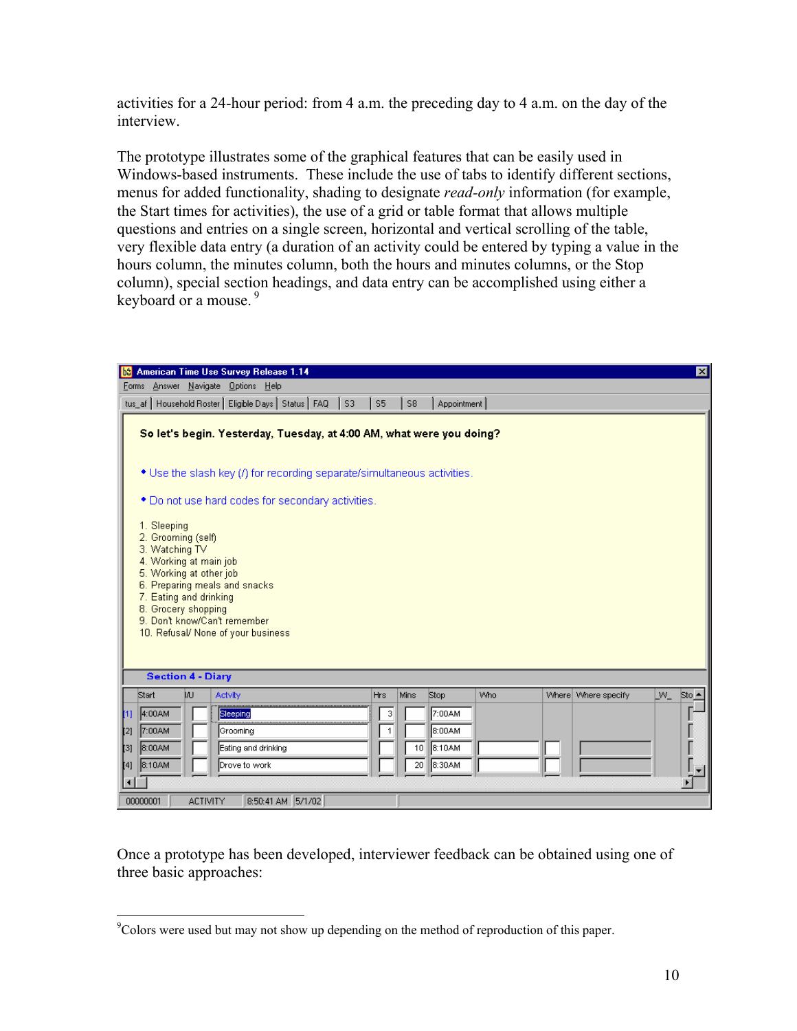activities for a 24-hour period: from 4 a.m. the preceding day to 4 a.m. on the day of the interview.

The prototype illustrates some of the graphical features that can be easily used in Windows-based instruments. These include the use of tabs to identify different sections, menus for added functionality, shading to designate *read-only* information (for example, the Start times for activities), the use of a grid or table format that allows multiple questions and entries on a single screen, horizontal and vertical scrolling of the table, very flexible data entry (a duration of an activity could be entered by typing a value in the hours column, the minutes column, both the hours and minutes columns, or the Stop column), special section headings, and data entry can be accomplished using either a keyboard or a mouse. [9]

American Time Use Survey Release 1.14

Forms Answer Navigate Options Help

tus_af | Household Roster | Eligible Days | Status | FAQ | S3 | S5 | S8 | Appointment

**So let's begin. Yesterday, Tuesday, at 4:00 AM, what were you doing?**

- Use the slash key (/) for recording separate/simultaneous activities.
- Do not use hard codes for secondary activities.

1. Sleeping
2. Grooming (self)
3. Watching TV
4. Working at main job
5. Working at other job
6. Preparing meals and snacks
7. Eating and drinking
8. Grocery shopping
9. Don't know/Can't remember
10. Refusal/ None of your business

**Section 4 - Diary**

| | Start | I/U | Actvity | Hrs | Mins | Stop | Who | Where | Where specify | _W_ | Sto |
|---|---|---|---|---|---|---|---|---|---|---|---|
| [1] | 4:00AM | | Sleeping | 3 | | 7:00AM | | | | | |
| [2] | 7:00AM | | Grooming | 1 | | 8:00AM | | | | | |
| [3] | 8:00AM | | Eating and drinking | | 10 | 8:10AM | | | | | |
| [4] | 8:10AM | | Drove to work | | 20 | 8:30AM | | | | | |

00000001 | ACTIVITY | 8:50:41 AM | 5/1/02

Once a prototype has been developed, interviewer feedback can be obtained using one of three basic approaches:

---

[9] Colors were used but may not show up depending on the method of reproduction of this paper.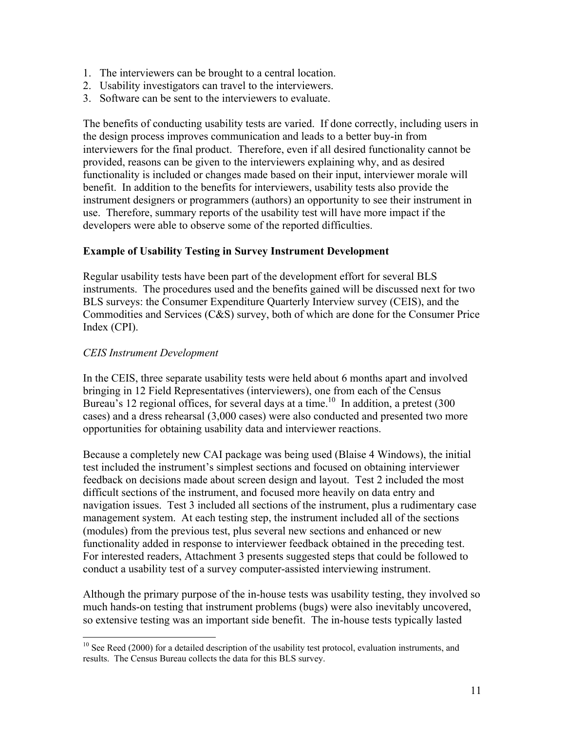1. The interviewers can be brought to a central location.
2. Usability investigators can travel to the interviewers.
3. Software can be sent to the interviewers to evaluate.

The benefits of conducting usability tests are varied. If done correctly, including users in the design process improves communication and leads to a better buy-in from interviewers for the final product. Therefore, even if all desired functionality cannot be provided, reasons can be given to the interviewers explaining why, and as desired functionality is included or changes made based on their input, interviewer morale will benefit. In addition to the benefits for interviewers, usability tests also provide the instrument designers or programmers (authors) an opportunity to see their instrument in use. Therefore, summary reports of the usability test will have more impact if the developers were able to observe some of the reported difficulties.

**Example of Usability Testing in Survey Instrument Development**

Regular usability tests have been part of the development effort for several BLS instruments. The procedures used and the benefits gained will be discussed next for two BLS surveys: the Consumer Expenditure Quarterly Interview survey (CEIS), and the Commodities and Services (C&S) survey, both of which are done for the Consumer Price Index (CPI).

*CEIS Instrument Development*

In the CEIS, three separate usability tests were held about 6 months apart and involved bringing in 12 Field Representatives (interviewers), one from each of the Census Bureau's 12 regional offices, for several days at a time.[10] In addition, a pretest (300 cases) and a dress rehearsal (3,000 cases) were also conducted and presented two more opportunities for obtaining usability data and interviewer reactions.

Because a completely new CAI package was being used (Blaise 4 Windows), the initial test included the instrument's simplest sections and focused on obtaining interviewer feedback on decisions made about screen design and layout. Test 2 included the most difficult sections of the instrument, and focused more heavily on data entry and navigation issues. Test 3 included all sections of the instrument, plus a rudimentary case management system. At each testing step, the instrument included all of the sections (modules) from the previous test, plus several new sections and enhanced or new functionality added in response to interviewer feedback obtained in the preceding test. For interested readers, Attachment 3 presents suggested steps that could be followed to conduct a usability test of a survey computer-assisted interviewing instrument.

Although the primary purpose of the in-house tests was usability testing, they involved so much hands-on testing that instrument problems (bugs) were also inevitably uncovered, so extensive testing was an important side benefit. The in-house tests typically lasted

[10] See Reed (2000) for a detailed description of the usability test protocol, evaluation instruments, and results. The Census Bureau collects the data for this BLS survey.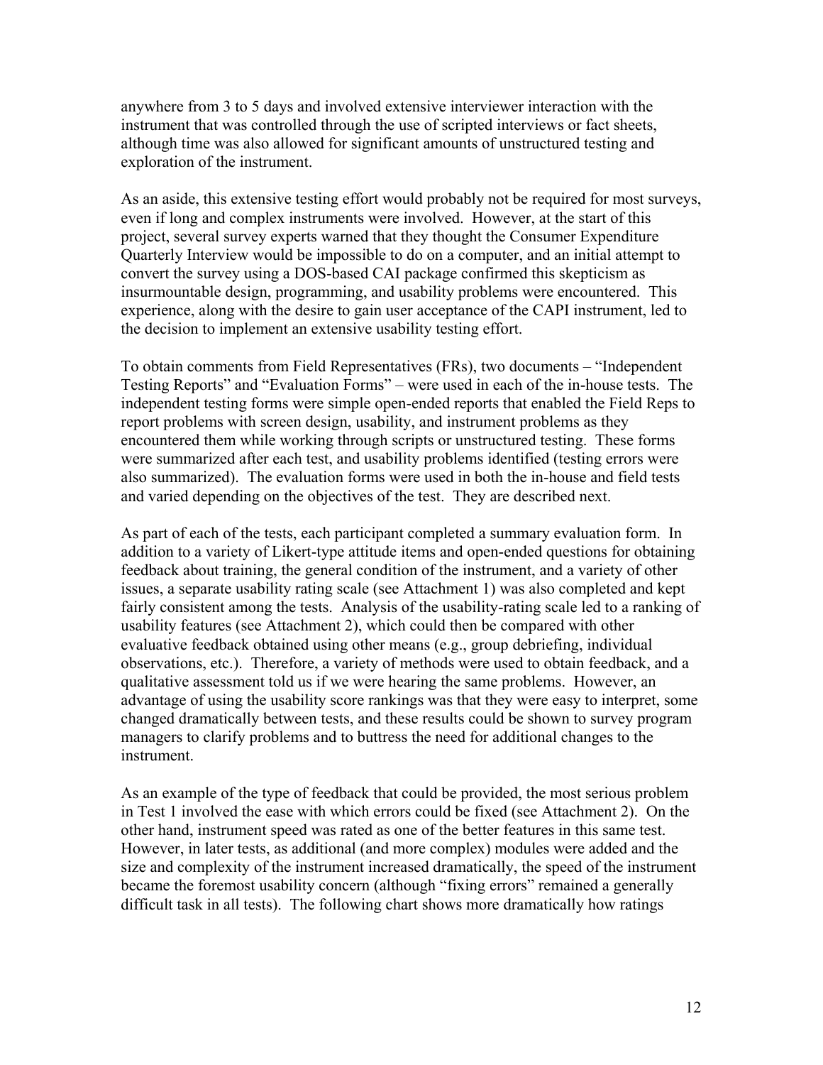anywhere from 3 to 5 days and involved extensive interviewer interaction with the instrument that was controlled through the use of scripted interviews or fact sheets, although time was also allowed for significant amounts of unstructured testing and exploration of the instrument.

As an aside, this extensive testing effort would probably not be required for most surveys, even if long and complex instruments were involved. However, at the start of this project, several survey experts warned that they thought the Consumer Expenditure Quarterly Interview would be impossible to do on a computer, and an initial attempt to convert the survey using a DOS-based CAI package confirmed this skepticism as insurmountable design, programming, and usability problems were encountered. This experience, along with the desire to gain user acceptance of the CAPI instrument, led to the decision to implement an extensive usability testing effort.

To obtain comments from Field Representatives (FRs), two documents – "Independent Testing Reports" and "Evaluation Forms" – were used in each of the in-house tests. The independent testing forms were simple open-ended reports that enabled the Field Reps to report problems with screen design, usability, and instrument problems as they encountered them while working through scripts or unstructured testing. These forms were summarized after each test, and usability problems identified (testing errors were also summarized). The evaluation forms were used in both the in-house and field tests and varied depending on the objectives of the test. They are described next.

As part of each of the tests, each participant completed a summary evaluation form. In addition to a variety of Likert-type attitude items and open-ended questions for obtaining feedback about training, the general condition of the instrument, and a variety of other issues, a separate usability rating scale (see Attachment 1) was also completed and kept fairly consistent among the tests. Analysis of the usability-rating scale led to a ranking of usability features (see Attachment 2), which could then be compared with other evaluative feedback obtained using other means (e.g., group debriefing, individual observations, etc.). Therefore, a variety of methods were used to obtain feedback, and a qualitative assessment told us if we were hearing the same problems. However, an advantage of using the usability score rankings was that they were easy to interpret, some changed dramatically between tests, and these results could be shown to survey program managers to clarify problems and to buttress the need for additional changes to the instrument.

As an example of the type of feedback that could be provided, the most serious problem in Test 1 involved the ease with which errors could be fixed (see Attachment 2). On the other hand, instrument speed was rated as one of the better features in this same test. However, in later tests, as additional (and more complex) modules were added and the size and complexity of the instrument increased dramatically, the speed of the instrument became the foremost usability concern (although "fixing errors" remained a generally difficult task in all tests). The following chart shows more dramatically how ratings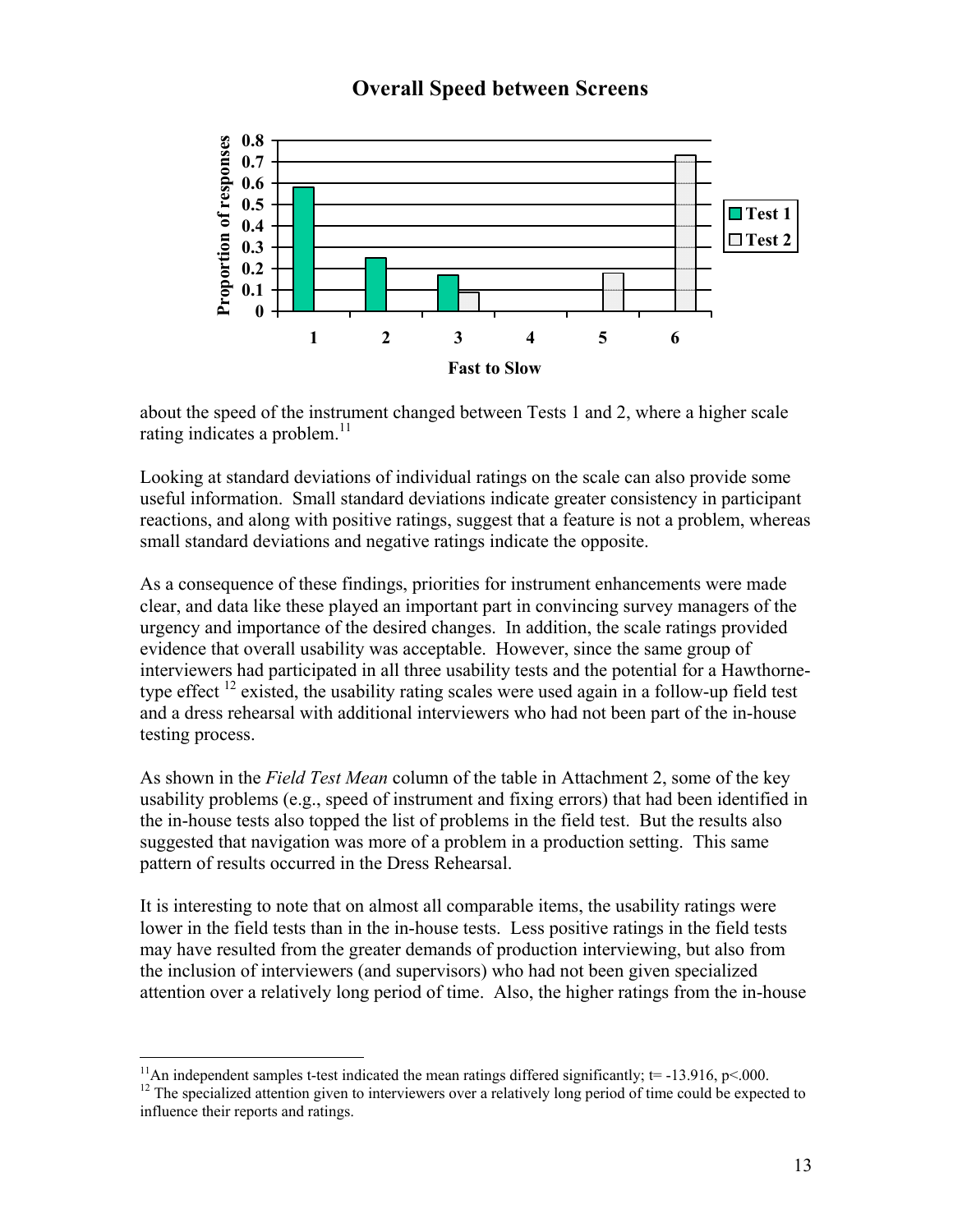**Overall Speed between Screens**

| Fast to Slow | 1 | 2 | 3 | 4 | 5 | 6 |
|---|---|---|---|---|---|---|
| Test 1 | 0.58 | 0.25 | 0.17 | | | |
| Test 2 | | | 0.09 | | 0.18 | 0.73 |

about the speed of the instrument changed between Tests 1 and 2, where a higher scale rating indicates a problem.[11]

Looking at standard deviations of individual ratings on the scale can also provide some useful information. Small standard deviations indicate greater consistency in participant reactions, and along with positive ratings, suggest that a feature is not a problem, whereas small standard deviations and negative ratings indicate the opposite.

As a consequence of these findings, priorities for instrument enhancements were made clear, and data like these played an important part in convincing survey managers of the urgency and importance of the desired changes. In addition, the scale ratings provided evidence that overall usability was acceptable. However, since the same group of interviewers had participated in all three usability tests and the potential for a Hawthorne-type effect [12] existed, the usability rating scales were used again in a follow-up field test and a dress rehearsal with additional interviewers who had not been part of the in-house testing process.

As shown in the *Field Test Mean* column of the table in Attachment 2, some of the key usability problems (e.g., speed of instrument and fixing errors) that had been identified in the in-house tests also topped the list of problems in the field test. But the results also suggested that navigation was more of a problem in a production setting. This same pattern of results occurred in the Dress Rehearsal.

It is interesting to note that on almost all comparable items, the usability ratings were lower in the field tests than in the in-house tests. Less positive ratings in the field tests may have resulted from the greater demands of production interviewing, but also from the inclusion of interviewers (and supervisors) who had not been given specialized attention over a relatively long period of time. Also, the higher ratings from the in-house

---

[11] An independent samples t-test indicated the mean ratings differed significantly; $t = -13.916$, $p<.000$.

[12] The specialized attention given to interviewers over a relatively long period of time could be expected to influence their reports and ratings.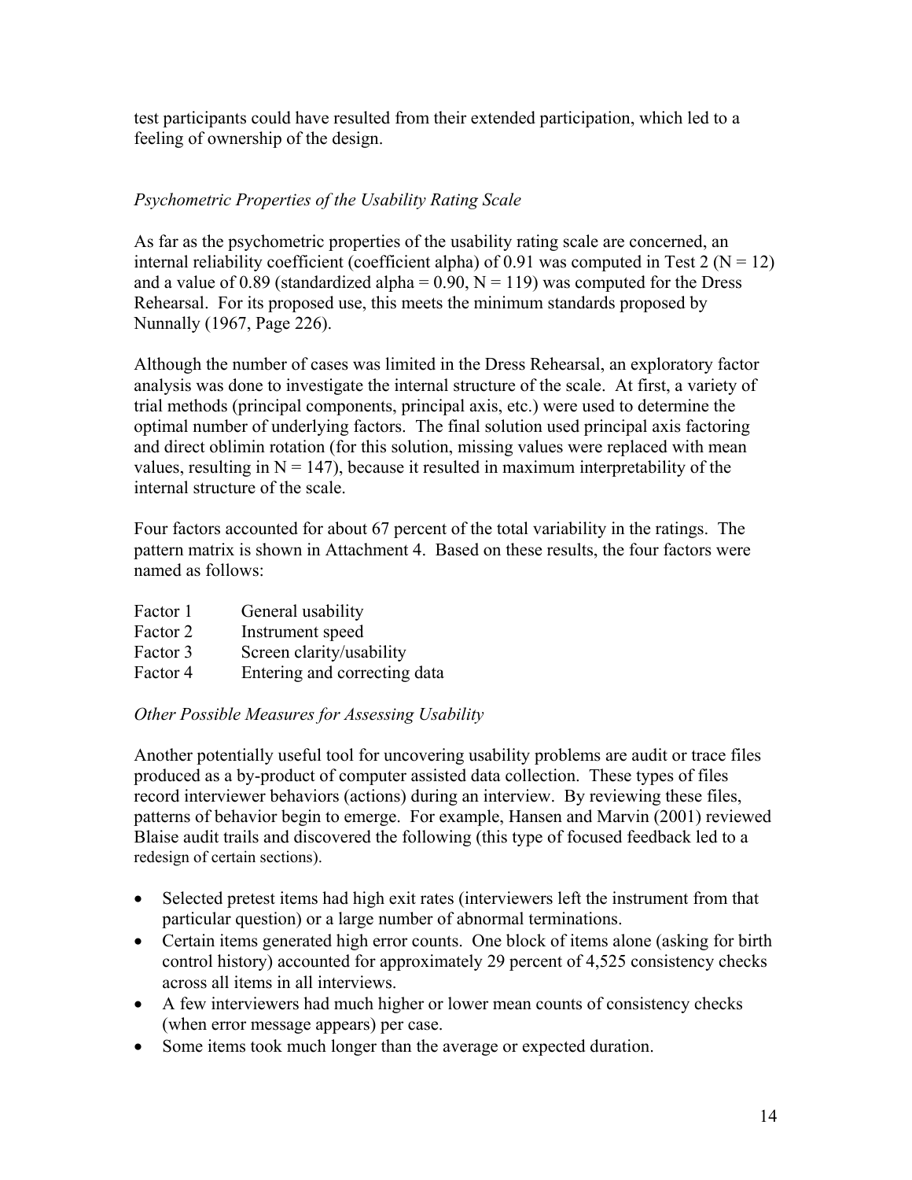test participants could have resulted from their extended participation, which led to a feeling of ownership of the design.

### *Psychometric Properties of the Usability Rating Scale*

As far as the psychometric properties of the usability rating scale are concerned, an internal reliability coefficient (coefficient alpha) of 0.91 was computed in Test 2 ($N = 12$) and a value of 0.89 (standardized alpha = 0.90, $N = 119$) was computed for the Dress Rehearsal. For its proposed use, this meets the minimum standards proposed by Nunnally (1967, Page 226).

Although the number of cases was limited in the Dress Rehearsal, an exploratory factor analysis was done to investigate the internal structure of the scale. At first, a variety of trial methods (principal components, principal axis, etc.) were used to determine the optimal number of underlying factors. The final solution used principal axis factoring and direct oblimin rotation (for this solution, missing values were replaced with mean values, resulting in $N = 147$), because it resulted in maximum interpretability of the internal structure of the scale.

Four factors accounted for about 67 percent of the total variability in the ratings. The pattern matrix is shown in Attachment 4. Based on these results, the four factors were named as follows:

| | |
|---|---|
| Factor 1 | General usability |
| Factor 2 | Instrument speed |
| Factor 3 | Screen clarity/usability |
| Factor 4 | Entering and correcting data |

### *Other Possible Measures for Assessing Usability*

Another potentially useful tool for uncovering usability problems are audit or trace files produced as a by-product of computer assisted data collection. These types of files record interviewer behaviors (actions) during an interview. By reviewing these files, patterns of behavior begin to emerge. For example, Hansen and Marvin (2001) reviewed Blaise audit trails and discovered the following (this type of focused feedback led to a redesign of certain sections).

- Selected pretest items had high exit rates (interviewers left the instrument from that particular question) or a large number of abnormal terminations.
- Certain items generated high error counts. One block of items alone (asking for birth control history) accounted for approximately 29 percent of 4,525 consistency checks across all items in all interviews.
- A few interviewers had much higher or lower mean counts of consistency checks (when error message appears) per case.
- Some items took much longer than the average or expected duration.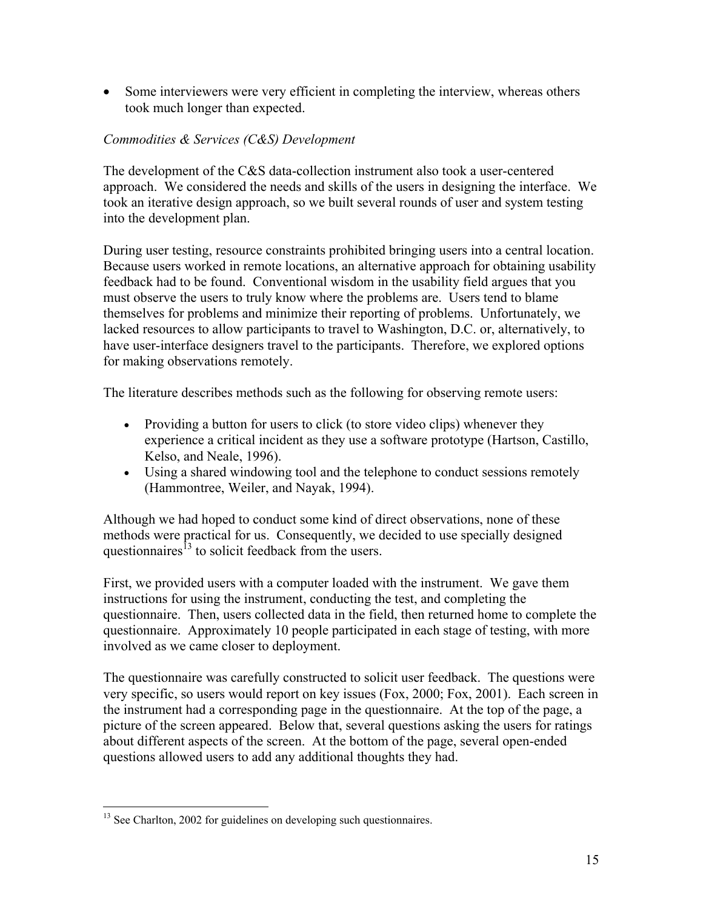- Some interviewers were very efficient in completing the interview, whereas others took much longer than expected.

*Commodities & Services (C&S) Development*

The development of the C&S data-collection instrument also took a user-centered approach. We considered the needs and skills of the users in designing the interface. We took an iterative design approach, so we built several rounds of user and system testing into the development plan.

During user testing, resource constraints prohibited bringing users into a central location. Because users worked in remote locations, an alternative approach for obtaining usability feedback had to be found. Conventional wisdom in the usability field argues that you must observe the users to truly know where the problems are. Users tend to blame themselves for problems and minimize their reporting of problems. Unfortunately, we lacked resources to allow participants to travel to Washington, D.C. or, alternatively, to have user-interface designers travel to the participants. Therefore, we explored options for making observations remotely.

The literature describes methods such as the following for observing remote users:

- Providing a button for users to click (to store video clips) whenever they experience a critical incident as they use a software prototype (Hartson, Castillo, Kelso, and Neale, 1996).
- Using a shared windowing tool and the telephone to conduct sessions remotely (Hammontree, Weiler, and Nayak, 1994).

Although we had hoped to conduct some kind of direct observations, none of these methods were practical for us. Consequently, we decided to use specially designed questionnaires[13] to solicit feedback from the users.

First, we provided users with a computer loaded with the instrument. We gave them instructions for using the instrument, conducting the test, and completing the questionnaire. Then, users collected data in the field, then returned home to complete the questionnaire. Approximately 10 people participated in each stage of testing, with more involved as we came closer to deployment.

The questionnaire was carefully constructed to solicit user feedback. The questions were very specific, so users would report on key issues (Fox, 2000; Fox, 2001). Each screen in the instrument had a corresponding page in the questionnaire. At the top of the page, a picture of the screen appeared. Below that, several questions asking the users for ratings about different aspects of the screen. At the bottom of the page, several open-ended questions allowed users to add any additional thoughts they had.

[13] See Charlton, 2002 for guidelines on developing such questionnaires.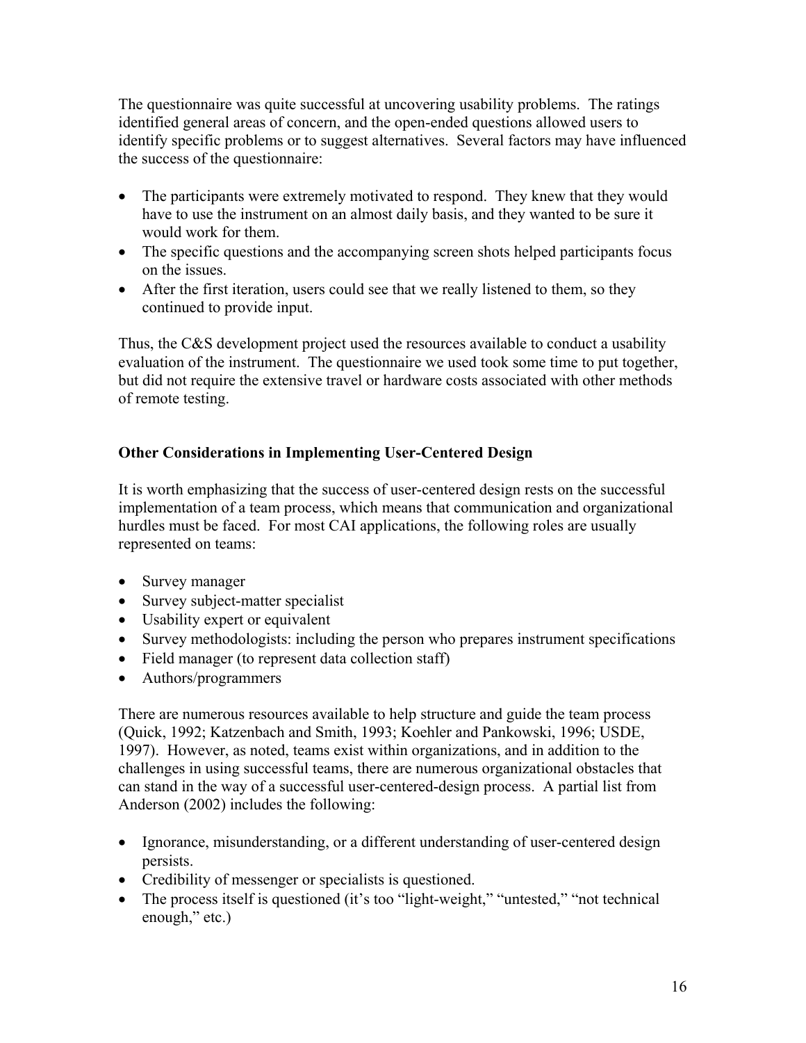The questionnaire was quite successful at uncovering usability problems. The ratings identified general areas of concern, and the open-ended questions allowed users to identify specific problems or to suggest alternatives. Several factors may have influenced the success of the questionnaire:

- The participants were extremely motivated to respond. They knew that they would have to use the instrument on an almost daily basis, and they wanted to be sure it would work for them.
- The specific questions and the accompanying screen shots helped participants focus on the issues.
- After the first iteration, users could see that we really listened to them, so they continued to provide input.

Thus, the C&S development project used the resources available to conduct a usability evaluation of the instrument. The questionnaire we used took some time to put together, but did not require the extensive travel or hardware costs associated with other methods of remote testing.

**Other Considerations in Implementing User-Centered Design**

It is worth emphasizing that the success of user-centered design rests on the successful implementation of a team process, which means that communication and organizational hurdles must be faced. For most CAI applications, the following roles are usually represented on teams:

- Survey manager
- Survey subject-matter specialist
- Usability expert or equivalent
- Survey methodologists: including the person who prepares instrument specifications
- Field manager (to represent data collection staff)
- Authors/programmers

There are numerous resources available to help structure and guide the team process (Quick, 1992; Katzenbach and Smith, 1993; Koehler and Pankowski, 1996; USDE, 1997). However, as noted, teams exist within organizations, and in addition to the challenges in using successful teams, there are numerous organizational obstacles that can stand in the way of a successful user-centered-design process. A partial list from Anderson (2002) includes the following:

- Ignorance, misunderstanding, or a different understanding of user-centered design persists.
- Credibility of messenger or specialists is questioned.
- The process itself is questioned (it's too "light-weight," "untested," "not technical enough," etc.)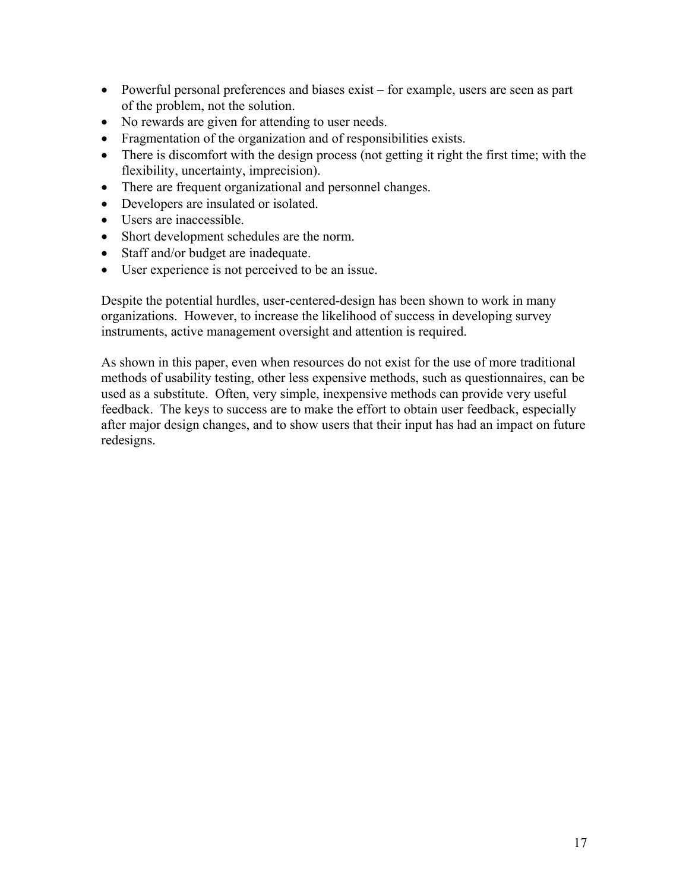- Powerful personal preferences and biases exist – for example, users are seen as part of the problem, not the solution.
- No rewards are given for attending to user needs.
- Fragmentation of the organization and of responsibilities exists.
- There is discomfort with the design process (not getting it right the first time; with the flexibility, uncertainty, imprecision).
- There are frequent organizational and personnel changes.
- Developers are insulated or isolated.
- Users are inaccessible.
- Short development schedules are the norm.
- Staff and/or budget are inadequate.
- User experience is not perceived to be an issue.

Despite the potential hurdles, user-centered-design has been shown to work in many organizations. However, to increase the likelihood of success in developing survey instruments, active management oversight and attention is required.

As shown in this paper, even when resources do not exist for the use of more traditional methods of usability testing, other less expensive methods, such as questionnaires, can be used as a substitute. Often, very simple, inexpensive methods can provide very useful feedback. The keys to success are to make the effort to obtain user feedback, especially after major design changes, and to show users that their input has had an impact on future redesigns.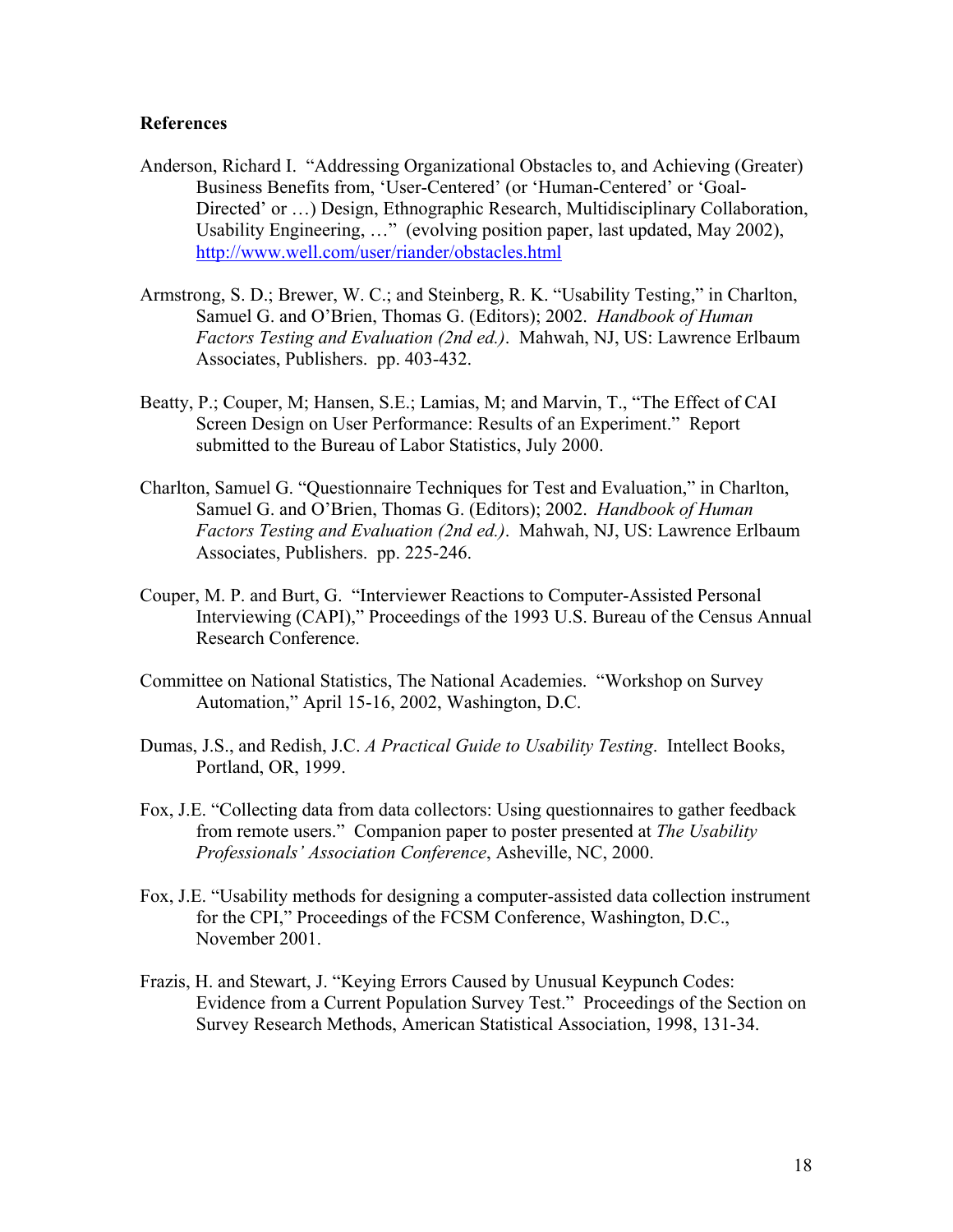**References**

Anderson, Richard I. "Addressing Organizational Obstacles to, and Achieving (Greater) Business Benefits from, 'User-Centered' (or 'Human-Centered' or 'Goal-Directed' or …) Design, Ethnographic Research, Multidisciplinary Collaboration, Usability Engineering, …" (evolving position paper, last updated, May 2002), http://www.well.com/user/riander/obstacles.html

Armstrong, S. D.; Brewer, W. C.; and Steinberg, R. K. "Usability Testing," in Charlton, Samuel G. and O'Brien, Thomas G. (Editors); 2002. *Handbook of Human Factors Testing and Evaluation (2nd ed.)*. Mahwah, NJ, US: Lawrence Erlbaum Associates, Publishers. pp. 403-432.

Beatty, P.; Couper, M; Hansen, S.E.; Lamias, M; and Marvin, T., "The Effect of CAI Screen Design on User Performance: Results of an Experiment." Report submitted to the Bureau of Labor Statistics, July 2000.

Charlton, Samuel G. "Questionnaire Techniques for Test and Evaluation," in Charlton, Samuel G. and O'Brien, Thomas G. (Editors); 2002. *Handbook of Human Factors Testing and Evaluation (2nd ed.)*. Mahwah, NJ, US: Lawrence Erlbaum Associates, Publishers. pp. 225-246.

Couper, M. P. and Burt, G. "Interviewer Reactions to Computer-Assisted Personal Interviewing (CAPI)," Proceedings of the 1993 U.S. Bureau of the Census Annual Research Conference.

Committee on National Statistics, The National Academies. "Workshop on Survey Automation," April 15-16, 2002, Washington, D.C.

Dumas, J.S., and Redish, J.C. *A Practical Guide to Usability Testing*. Intellect Books, Portland, OR, 1999.

Fox, J.E. "Collecting data from data collectors: Using questionnaires to gather feedback from remote users." Companion paper to poster presented at *The Usability Professionals' Association Conference*, Asheville, NC, 2000.

Fox, J.E. "Usability methods for designing a computer-assisted data collection instrument for the CPI," Proceedings of the FCSM Conference, Washington, D.C., November 2001.

Frazis, H. and Stewart, J. "Keying Errors Caused by Unusual Keypunch Codes: Evidence from a Current Population Survey Test." Proceedings of the Section on Survey Research Methods, American Statistical Association, 1998, 131-34.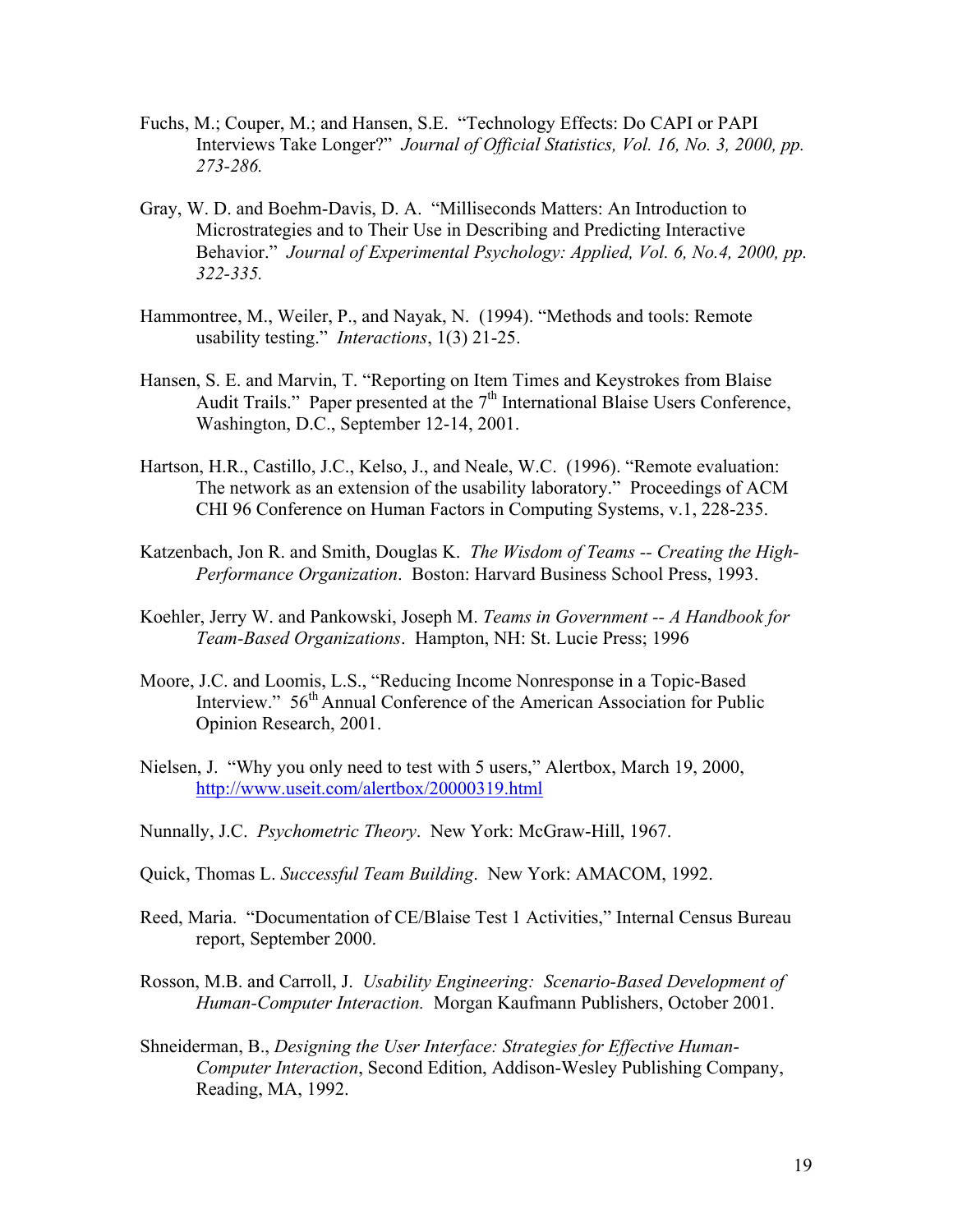Fuchs, M.; Couper, M.; and Hansen, S.E. "Technology Effects: Do CAPI or PAPI Interviews Take Longer?" *Journal of Official Statistics, Vol. 16, No. 3, 2000, pp. 273-286.*

Gray, W. D. and Boehm-Davis, D. A. "Milliseconds Matters: An Introduction to Microstrategies and to Their Use in Describing and Predicting Interactive Behavior." *Journal of Experimental Psychology: Applied, Vol. 6, No.4, 2000, pp. 322-335.*

Hammontree, M., Weiler, P., and Nayak, N. (1994). "Methods and tools: Remote usability testing." *Interactions*, 1(3) 21-25.

Hansen, S. E. and Marvin, T. "Reporting on Item Times and Keystrokes from Blaise Audit Trails." Paper presented at the 7th International Blaise Users Conference, Washington, D.C., September 12-14, 2001.

Hartson, H.R., Castillo, J.C., Kelso, J., and Neale, W.C. (1996). "Remote evaluation: The network as an extension of the usability laboratory." Proceedings of ACM CHI 96 Conference on Human Factors in Computing Systems, v.1, 228-235.

Katzenbach, Jon R. and Smith, Douglas K. *The Wisdom of Teams -- Creating the High-Performance Organization*. Boston: Harvard Business School Press, 1993.

Koehler, Jerry W. and Pankowski, Joseph M. *Teams in Government -- A Handbook for Team-Based Organizations*. Hampton, NH: St. Lucie Press; 1996

Moore, J.C. and Loomis, L.S., "Reducing Income Nonresponse in a Topic-Based Interview." 56th Annual Conference of the American Association for Public Opinion Research, 2001.

Nielsen, J. "Why you only need to test with 5 users," Alertbox, March 19, 2000, http://www.useit.com/alertbox/20000319.html

Nunnally, J.C. *Psychometric Theory*. New York: McGraw-Hill, 1967.

Quick, Thomas L. *Successful Team Building*. New York: AMACOM, 1992.

Reed, Maria. "Documentation of CE/Blaise Test 1 Activities," Internal Census Bureau report, September 2000.

Rosson, M.B. and Carroll, J. *Usability Engineering: Scenario-Based Development of Human-Computer Interaction.* Morgan Kaufmann Publishers, October 2001.

Shneiderman, B., *Designing the User Interface: Strategies for Effective Human-Computer Interaction*, Second Edition, Addison-Wesley Publishing Company, Reading, MA, 1992.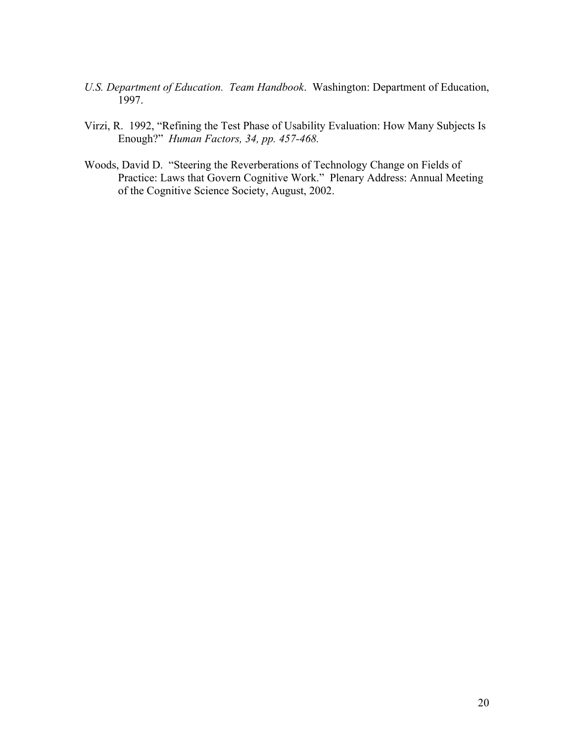*U.S. Department of Education. Team Handbook*. Washington: Department of Education, 1997.

Virzi, R. 1992, "Refining the Test Phase of Usability Evaluation: How Many Subjects Is Enough?" *Human Factors, 34, pp. 457-468.*

Woods, David D. "Steering the Reverberations of Technology Change on Fields of Practice: Laws that Govern Cognitive Work." Plenary Address: Annual Meeting of the Cognitive Science Society, August, 2002.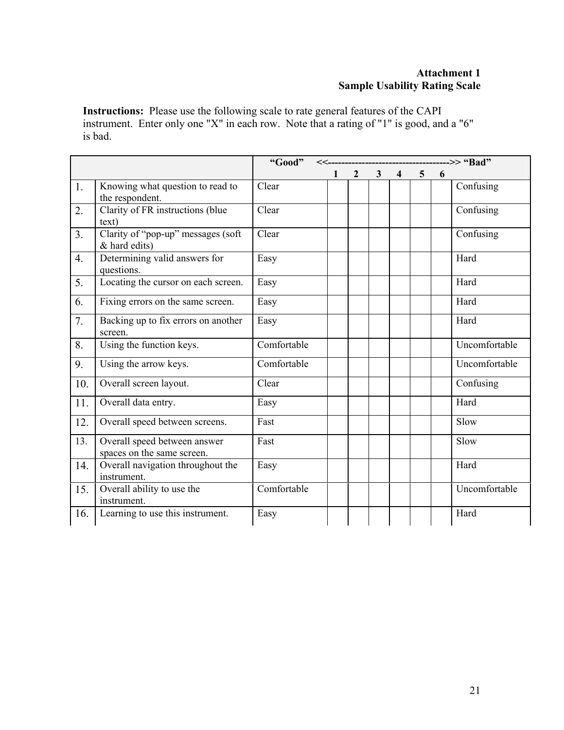**Attachment 1**
**Sample Usability Rating Scale**

**Instructions:** Please use the following scale to rate general features of the CAPI instrument. Enter only one "X" in each row. Note that a rating of "1" is good, and a "6" is bad.

| | | **"Good" <<------------------------------------>> "Bad"** | | | | | | | |
|---|---|---|---|---|---|---|---|---|---|
| | | | **1** | **2** | **3** | **4** | **5** | **6** | |
| 1. | Knowing what question to read to the respondent. | Clear | | | | | | | Confusing |
| 2. | Clarity of FR instructions (blue text) | Clear | | | | | | | Confusing |
| 3. | Clarity of "pop-up" messages (soft & hard edits) | Clear | | | | | | | Confusing |
| 4. | Determining valid answers for questions. | Easy | | | | | | | Hard |
| 5. | Locating the cursor on each screen. | Easy | | | | | | | Hard |
| 6. | Fixing errors on the same screen. | Easy | | | | | | | Hard |
| 7. | Backing up to fix errors on another screen. | Easy | | | | | | | Hard |
| 8. | Using the function keys. | Comfortable | | | | | | | Uncomfortable |
| 9. | Using the arrow keys. | Comfortable | | | | | | | Uncomfortable |
| 10. | Overall screen layout. | Clear | | | | | | | Confusing |
| 11. | Overall data entry. | Easy | | | | | | | Hard |
| 12. | Overall speed between screens. | Fast | | | | | | | Slow |
| 13. | Overall speed between answer spaces on the same screen. | Fast | | | | | | | Slow |
| 14. | Overall navigation throughout the instrument. | Easy | | | | | | | Hard |
| 15. | Overall ability to use the instrument. | Comfortable | | | | | | | Uncomfortable |
| 16. | Learning to use this instrument. | Easy | | | | | | | Hard |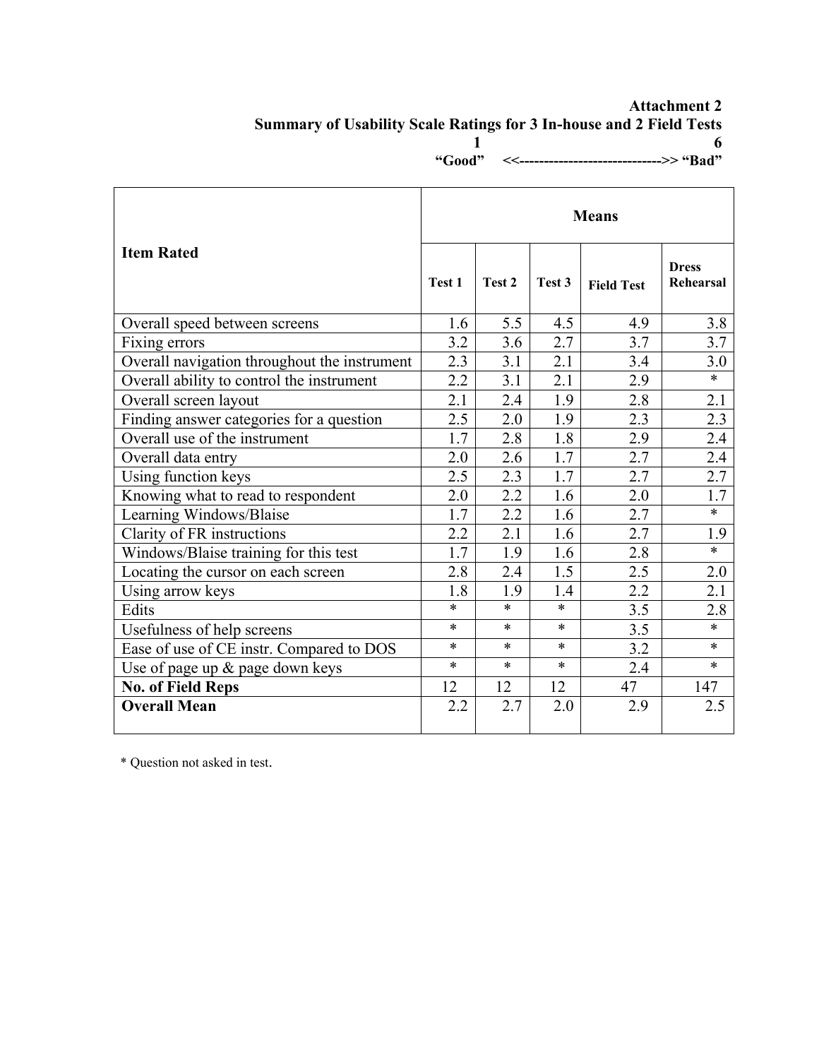**Attachment 2**
**Summary of Usability Scale Ratings for 3 In-house and 2 Field Tests**

**1** **6**
**"Good" <<---------------------------->> "Bad"**

| Item Rated | Means | | | | |
|---|---|---|---|---|---|
| | **Test 1** | **Test 2** | **Test 3** | **Field Test** | **Dress Rehearsal** |
| Overall speed between screens | 1.6 | 5.5 | 4.5 | 4.9 | 3.8 |
| Fixing errors | 3.2 | 3.6 | 2.7 | 3.7 | 3.7 |
| Overall navigation throughout the instrument | 2.3 | 3.1 | 2.1 | 3.4 | 3.0 |
| Overall ability to control the instrument | 2.2 | 3.1 | 2.1 | 2.9 | * |
| Overall screen layout | 2.1 | 2.4 | 1.9 | 2.8 | 2.1 |
| Finding answer categories for a question | 2.5 | 2.0 | 1.9 | 2.3 | 2.3 |
| Overall use of the instrument | 1.7 | 2.8 | 1.8 | 2.9 | 2.4 |
| Overall data entry | 2.0 | 2.6 | 1.7 | 2.7 | 2.4 |
| Using function keys | 2.5 | 2.3 | 1.7 | 2.7 | 2.7 |
| Knowing what to read to respondent | 2.0 | 2.2 | 1.6 | 2.0 | 1.7 |
| Learning Windows/Blaise | 1.7 | 2.2 | 1.6 | 2.7 | * |
| Clarity of FR instructions | 2.2 | 2.1 | 1.6 | 2.7 | 1.9 |
| Windows/Blaise training for this test | 1.7 | 1.9 | 1.6 | 2.8 | * |
| Locating the cursor on each screen | 2.8 | 2.4 | 1.5 | 2.5 | 2.0 |
| Using arrow keys | 1.8 | 1.9 | 1.4 | 2.2 | 2.1 |
| Edits | * | * | * | 3.5 | 2.8 |
| Usefulness of help screens | * | * | * | 3.5 | * |
| Ease of use of CE instr. Compared to DOS | * | * | * | 3.2 | * |
| Use of page up & page down keys | * | * | * | 2.4 | * |
| **No. of Field Reps** | 12 | 12 | 12 | 47 | 147 |
| **Overall Mean** | 2.2 | 2.7 | 2.0 | 2.9 | 2.5 |

\* Question not asked in test.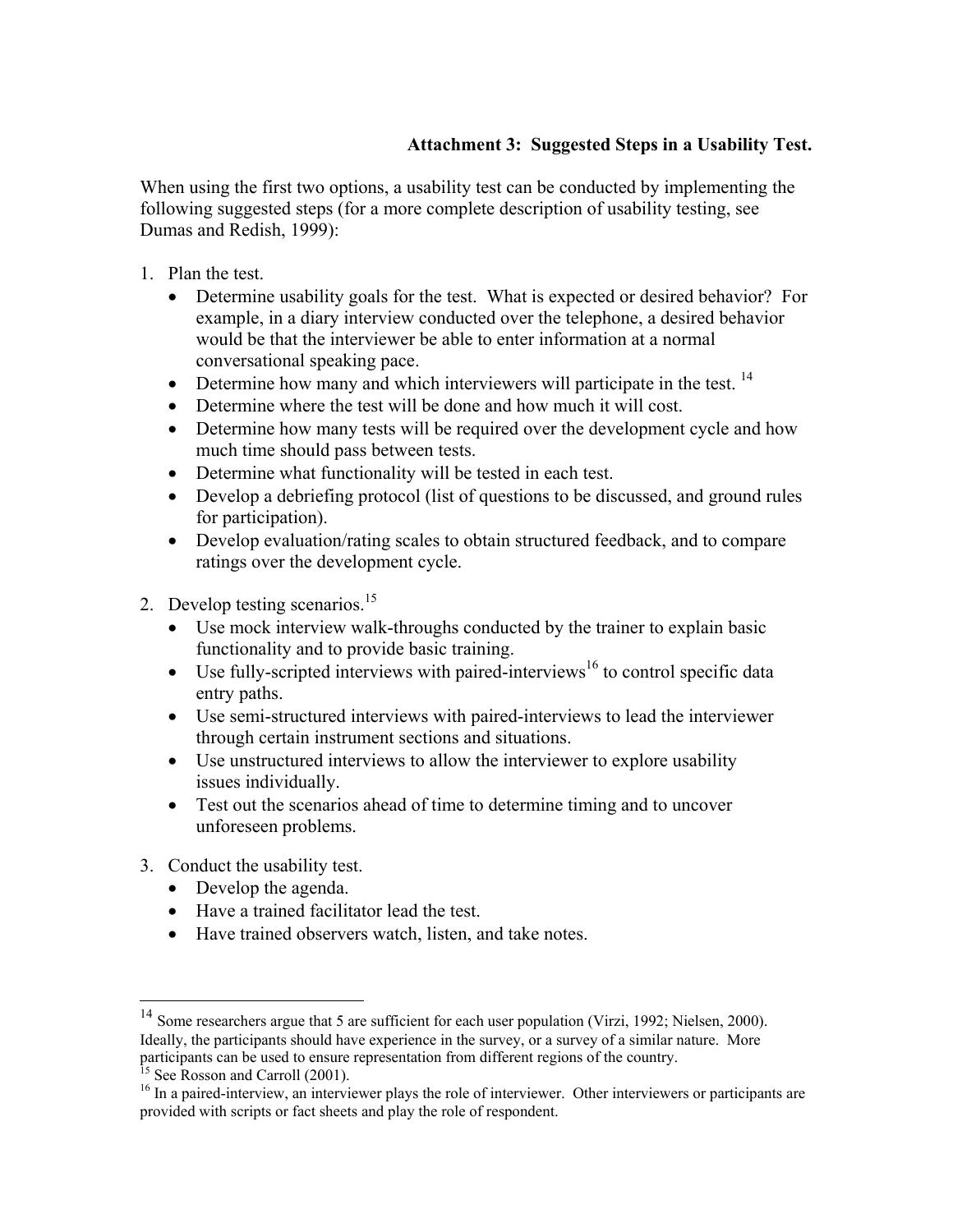### Attachment 3: Suggested Steps in a Usability Test.

When using the first two options, a usability test can be conducted by implementing the following suggested steps (for a more complete description of usability testing, see Dumas and Redish, 1999):

1. Plan the test.
   - Determine usability goals for the test. What is expected or desired behavior? For example, in a diary interview conducted over the telephone, a desired behavior would be that the interviewer be able to enter information at a normal conversational speaking pace.
   - Determine how many and which interviewers will participate in the test. [14]
   - Determine where the test will be done and how much it will cost.
   - Determine how many tests will be required over the development cycle and how much time should pass between tests.
   - Determine what functionality will be tested in each test.
   - Develop a debriefing protocol (list of questions to be discussed, and ground rules for participation).
   - Develop evaluation/rating scales to obtain structured feedback, and to compare ratings over the development cycle.

2. Develop testing scenarios.[15]
   - Use mock interview walk-throughs conducted by the trainer to explain basic functionality and to provide basic training.
   - Use fully-scripted interviews with paired-interviews[16] to control specific data entry paths.
   - Use semi-structured interviews with paired-interviews to lead the interviewer through certain instrument sections and situations.
   - Use unstructured interviews to allow the interviewer to explore usability issues individually.
   - Test out the scenarios ahead of time to determine timing and to uncover unforeseen problems.

3. Conduct the usability test.
   - Develop the agenda.
   - Have a trained facilitator lead the test.
   - Have trained observers watch, listen, and take notes.

---

[14] Some researchers argue that 5 are sufficient for each user population (Virzi, 1992; Nielsen, 2000). Ideally, the participants should have experience in the survey, or a survey of a similar nature. More participants can be used to ensure representation from different regions of the country.

[15] See Rosson and Carroll (2001).

[16] In a paired-interview, an interviewer plays the role of interviewer. Other interviewers or participants are provided with scripts or fact sheets and play the role of respondent.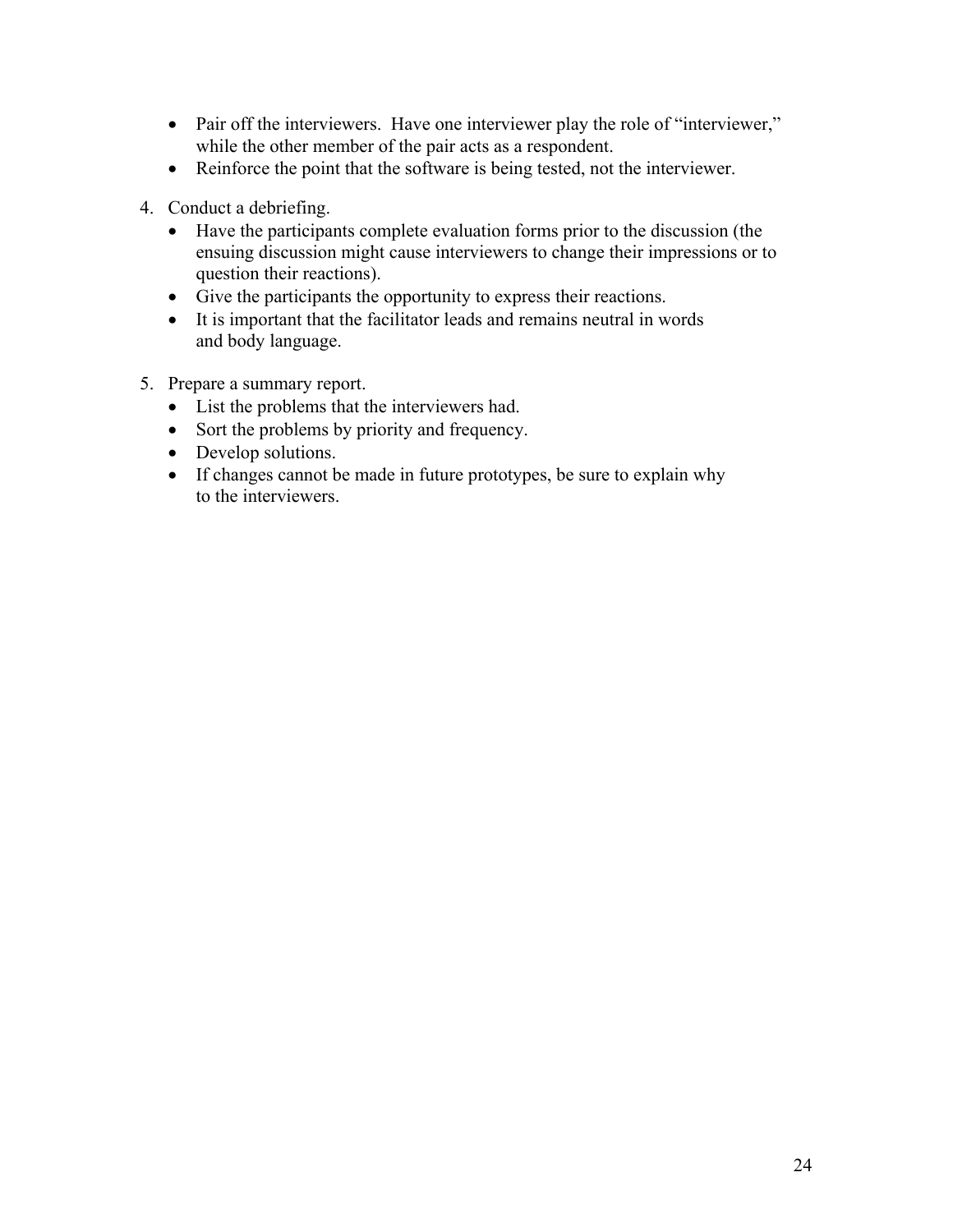- Pair off the interviewers. Have one interviewer play the role of "interviewer," while the other member of the pair acts as a respondent.
- Reinforce the point that the software is being tested, not the interviewer.

4. Conduct a debriefing.
   - Have the participants complete evaluation forms prior to the discussion (the ensuing discussion might cause interviewers to change their impressions or to question their reactions).
   - Give the participants the opportunity to express their reactions.
   - It is important that the facilitator leads and remains neutral in words and body language.

5. Prepare a summary report.
   - List the problems that the interviewers had.
   - Sort the problems by priority and frequency.
   - Develop solutions.
   - If changes cannot be made in future prototypes, be sure to explain why to the interviewers.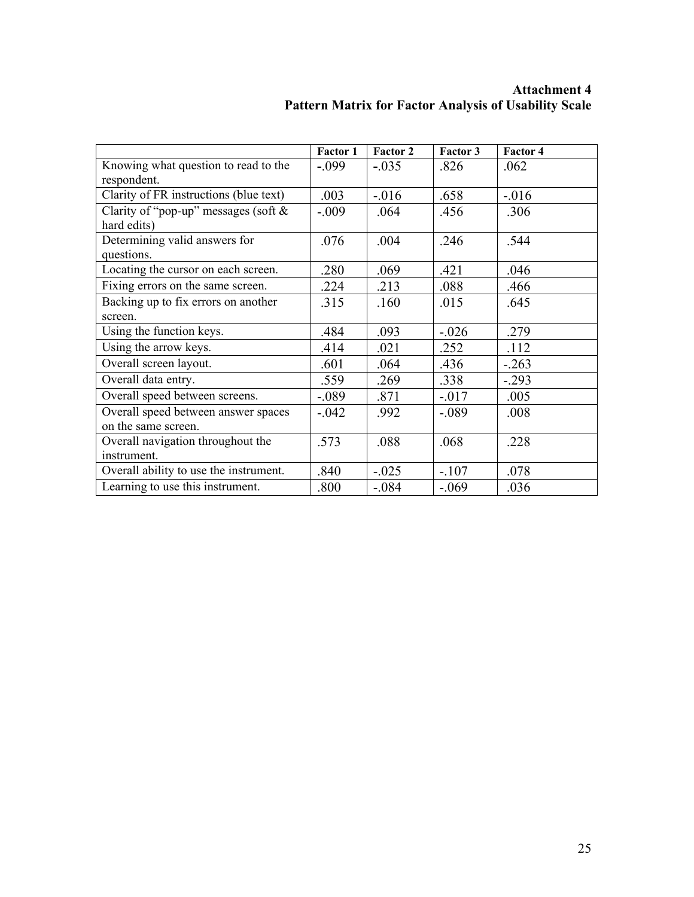**Attachment 4**
**Pattern Matrix for Factor Analysis of Usability Scale**

| | Factor 1 | Factor 2 | Factor 3 | Factor 4 |
|---|---|---|---|---|
| Knowing what question to read to the respondent. | -.099 | -.035 | .826 | .062 |
| Clarity of FR instructions (blue text) | .003 | -.016 | .658 | -.016 |
| Clarity of "pop-up" messages (soft & hard edits) | -.009 | .064 | .456 | .306 |
| Determining valid answers for questions. | .076 | .004 | .246 | .544 |
| Locating the cursor on each screen. | .280 | .069 | .421 | .046 |
| Fixing errors on the same screen. | .224 | .213 | .088 | .466 |
| Backing up to fix errors on another screen. | .315 | .160 | .015 | .645 |
| Using the function keys. | .484 | .093 | -.026 | .279 |
| Using the arrow keys. | .414 | .021 | .252 | .112 |
| Overall screen layout. | .601 | .064 | .436 | -.263 |
| Overall data entry. | .559 | .269 | .338 | -.293 |
| Overall speed between screens. | -.089 | .871 | -.017 | .005 |
| Overall speed between answer spaces on the same screen. | -.042 | .992 | -.089 | .008 |
| Overall navigation throughout the instrument. | .573 | .088 | .068 | .228 |
| Overall ability to use the instrument. | .840 | -.025 | -.107 | .078 |
| Learning to use this instrument. | .800 | -.084 | -.069 | .036 |